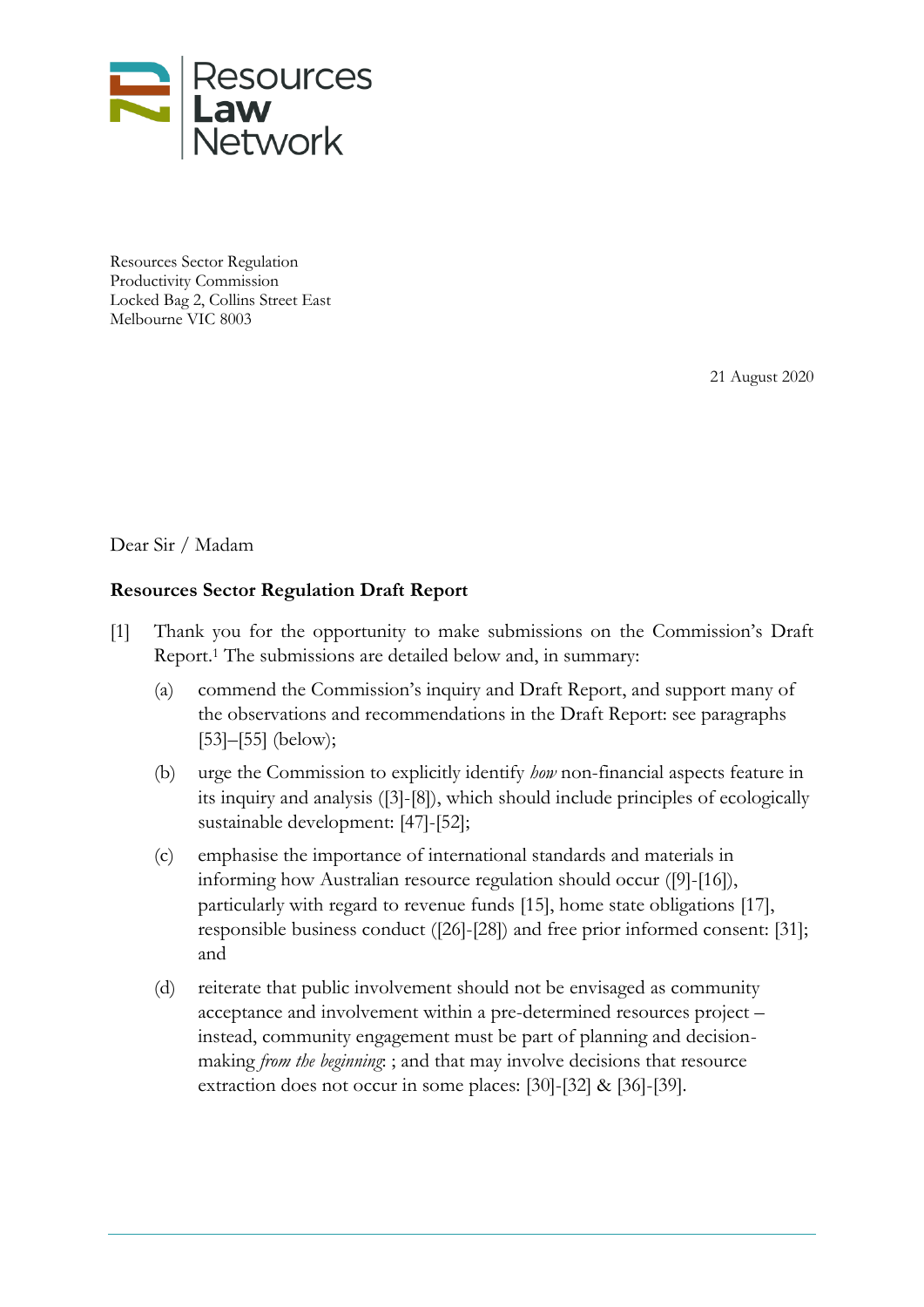Resources **Law** Network

Resources Sector Regulation
Productivity Commission
Locked Bag 2, Collins Street East
Melbourne VIC 8003

21 August 2020

Dear Sir / Madam

**Resources Sector Regulation Draft Report**

[1] Thank you for the opportunity to make submissions on the Commission's Draft Report.[1] The submissions are detailed below and, in summary:

(a) commend the Commission's inquiry and Draft Report, and support many of the observations and recommendations in the Draft Report: see paragraphs [53]–[55] (below);

(b) urge the Commission to explicitly identify *how* non-financial aspects feature in its inquiry and analysis ([3]-[8]), which should include principles of ecologically sustainable development: [47]-[52];

(c) emphasise the importance of international standards and materials in informing how Australian resource regulation should occur ([9]-[16]), particularly with regard to revenue funds [15], home state obligations [17], responsible business conduct ([26]-[28]) and free prior informed consent: [31]; and

(d) reiterate that public involvement should not be envisaged as community acceptance and involvement within a pre-determined resources project – instead, community engagement must be part of planning and decision-making *from the beginning*: ; and that may involve decisions that resource extraction does not occur in some places: [30]-[32] & [36]-[39].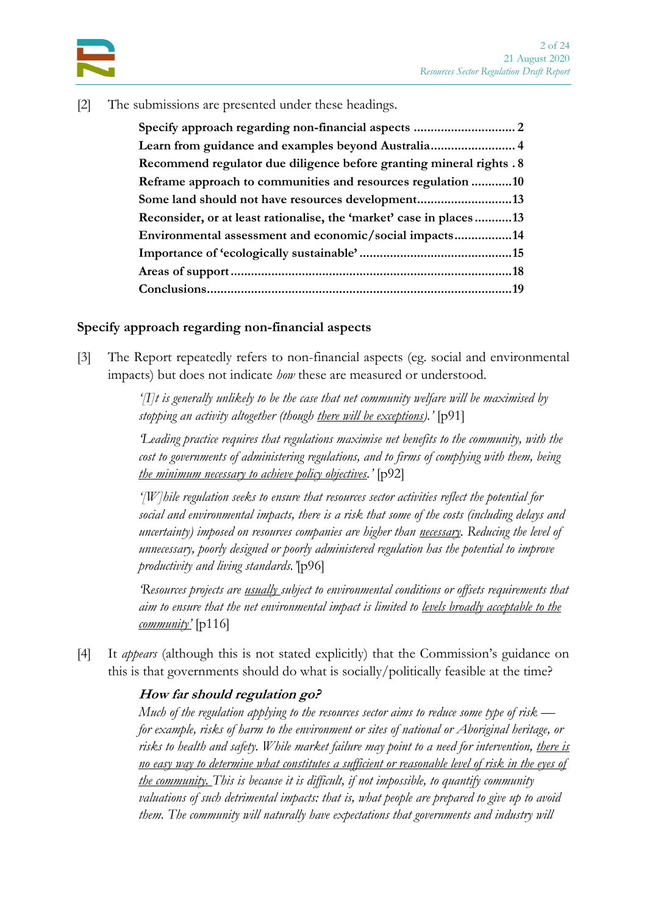[2] The submissions are presented under these headings.

**Specify approach regarding non-financial aspects ............................. 2**
**Learn from guidance and examples beyond Australia......................... 4**
**Recommend regulator due diligence before granting mineral rights . 8**
**Reframe approach to communities and resources regulation ............10**
**Some land should not have resources development............................13**
**Reconsider, or at least rationalise, the 'market' case in places...........13**
**Environmental assessment and economic/social impacts.................14**
**Importance of 'ecologically sustainable' .............................................15**
**Areas of support.....................................................................................18**
**Conclusions............................................................................................19**

## Specify approach regarding non-financial aspects

[3] The Report repeatedly refers to non-financial aspects (eg. social and environmental impacts) but does not indicate *how* these are measured or understood.

> *'[I]t is generally unlikely to be the case that net community welfare will be maximised by stopping an activity altogether (though there will be exceptions).'* [p91]
>
> *'Leading practice requires that regulations maximise net benefits to the community, with the cost to governments of administering regulations, and to firms of complying with them, being the minimum necessary to achieve policy objectives.'* [p92]
>
> *'[W]hile regulation seeks to ensure that resources sector activities reflect the potential for social and environmental impacts, there is a risk that some of the costs (including delays and uncertainty) imposed on resources companies are higher than necessary. Reducing the level of unnecessary, poorly designed or poorly administered regulation has the potential to improve productivity and living standards.'*[p96]
>
> *'Resources projects are usually subject to environmental conditions or offsets requirements that aim to ensure that the net environmental impact is limited to levels broadly acceptable to the community'* [p116]

[4] It *appears* (although this is not stated explicitly) that the Commission's guidance on this is that governments should do what is socially/politically feasible at the time?

> ***How far should regulation go?***
>
> *Much of the regulation applying to the resources sector aims to reduce some type of risk — for example, risks of harm to the environment or sites of national or Aboriginal heritage, or risks to health and safety. While market failure may point to a need for intervention, there is no easy way to determine what constitutes a sufficient or reasonable level of risk in the eyes of the community. This is because it is difficult, if not impossible, to quantify community valuations of such detrimental impacts: that is, what people are prepared to give up to avoid them. The community will naturally have expectations that governments and industry will*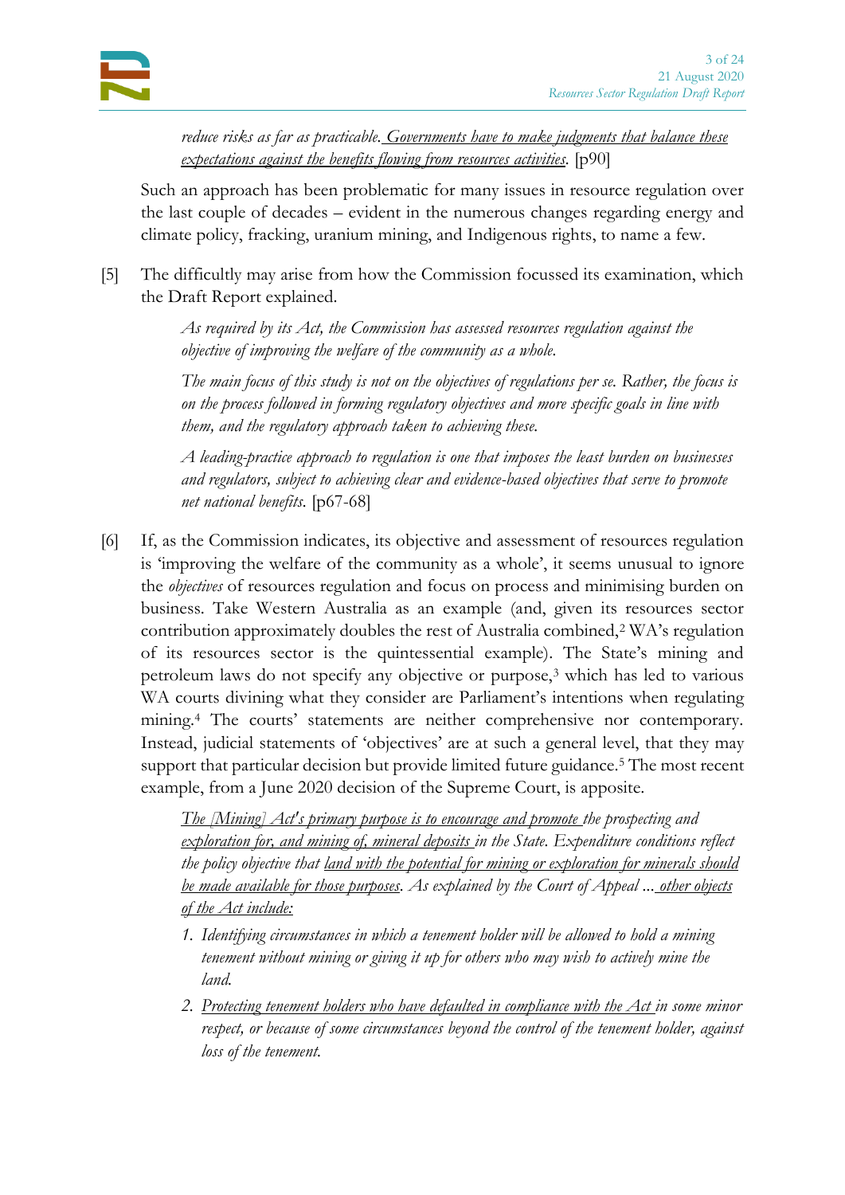*reduce risks as far as practicable. Governments have to make judgments that balance these expectations against the benefits flowing from resources activities.* [p90]

Such an approach has been problematic for many issues in resource regulation over the last couple of decades – evident in the numerous changes regarding energy and climate policy, fracking, uranium mining, and Indigenous rights, to name a few.

[5] The difficultly may arise from how the Commission focussed its examination, which the Draft Report explained.

> *As required by its Act, the Commission has assessed resources regulation against the objective of improving the welfare of the community as a whole.*
>
> *The main focus of this study is not on the objectives of regulations per se. Rather, the focus is on the process followed in forming regulatory objectives and more specific goals in line with them, and the regulatory approach taken to achieving these.*
>
> *A leading-practice approach to regulation is one that imposes the least burden on businesses and regulators, subject to achieving clear and evidence-based objectives that serve to promote net national benefits.* [p67-68]

[6] If, as the Commission indicates, its objective and assessment of resources regulation is 'improving the welfare of the community as a whole', it seems unusual to ignore the *objectives* of resources regulation and focus on process and minimising burden on business. Take Western Australia as an example (and, given its resources sector contribution approximately doubles the rest of Australia combined,[2] WA's regulation of its resources sector is the quintessential example). The State's mining and petroleum laws do not specify any objective or purpose,[3] which has led to various WA courts divining what they consider are Parliament's intentions when regulating mining.[4] The courts' statements are neither comprehensive nor contemporary. Instead, judicial statements of 'objectives' are at such a general level, that they may support that particular decision but provide limited future guidance.[5] The most recent example, from a June 2020 decision of the Supreme Court, is apposite.

> *The [Mining] Act's primary purpose is to encourage and promote the prospecting and exploration for, and mining of, mineral deposits in the State. Expenditure conditions reflect the policy objective that land with the potential for mining or exploration for minerals should be made available for those purposes. As explained by the Court of Appeal ... other objects of the Act include:*
>
> 1. *Identifying circumstances in which a tenement holder will be allowed to hold a mining tenement without mining or giving it up for others who may wish to actively mine the land.*
> 2. *Protecting tenement holders who have defaulted in compliance with the Act in some minor respect, or because of some circumstances beyond the control of the tenement holder, against loss of the tenement.*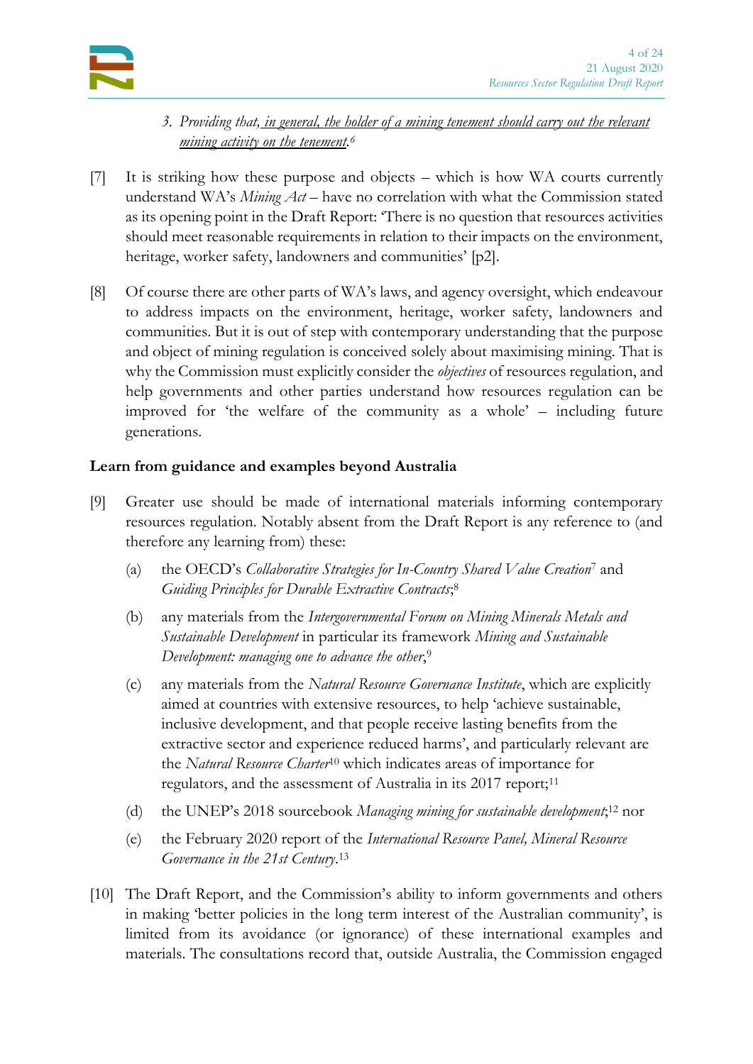3. *Providing that, in general, the holder of a mining tenement should carry out the relevant mining activity on the tenement.*[6]

[7] It is striking how these purpose and objects – which is how WA courts currently understand WA's *Mining Act* – have no correlation with what the Commission stated as its opening point in the Draft Report: 'There is no question that resources activities should meet reasonable requirements in relation to their impacts on the environment, heritage, worker safety, landowners and communities' [p2].

[8] Of course there are other parts of WA's laws, and agency oversight, which endeavour to address impacts on the environment, heritage, worker safety, landowners and communities. But it is out of step with contemporary understanding that the purpose and object of mining regulation is conceived solely about maximising mining. That is why the Commission must explicitly consider the *objectives* of resources regulation, and help governments and other parties understand how resources regulation can be improved for 'the welfare of the community as a whole' – including future generations.

**Learn from guidance and examples beyond Australia**

[9] Greater use should be made of international materials informing contemporary resources regulation. Notably absent from the Draft Report is any reference to (and therefore any learning from) these:

(a) the OECD's *Collaborative Strategies for In-Country Shared Value Creation*[7] and *Guiding Principles for Durable Extractive Contracts*;[8]

(b) any materials from the *Intergovernmental Forum on Mining Minerals Metals and Sustainable Development* in particular its framework *Mining and Sustainable Development: managing one to advance the other*,[9]

(c) any materials from the *Natural Resource Governance Institute*, which are explicitly aimed at countries with extensive resources, to help 'achieve sustainable, inclusive development, and that people receive lasting benefits from the extractive sector and experience reduced harms', and particularly relevant are the *Natural Resource Charter*[10] which indicates areas of importance for regulators, and the assessment of Australia in its 2017 report;[11]

(d) the UNEP's 2018 sourcebook *Managing mining for sustainable development*;[12] nor

(e) the February 2020 report of the *International Resource Panel, Mineral Resource Governance in the 21st Century*.[13]

[10] The Draft Report, and the Commission's ability to inform governments and others in making 'better policies in the long term interest of the Australian community', is limited from its avoidance (or ignorance) of these international examples and materials. The consultations record that, outside Australia, the Commission engaged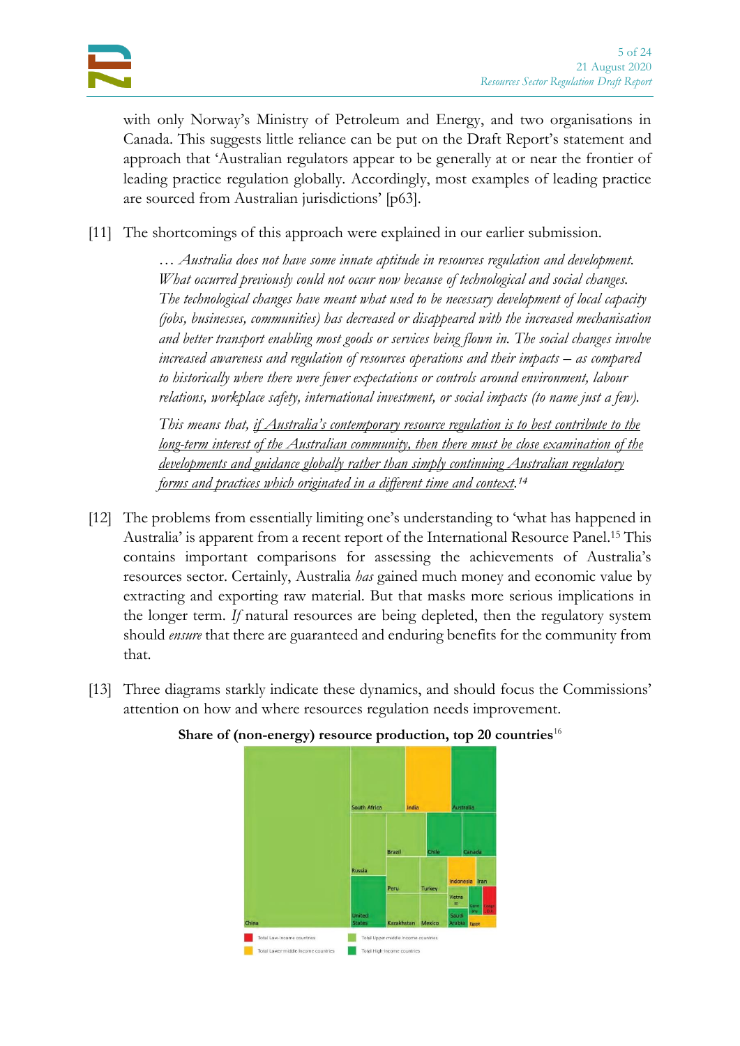with only Norway's Ministry of Petroleum and Energy, and two organisations in Canada. This suggests little reliance can be put on the Draft Report's statement and approach that 'Australian regulators appear to be generally at or near the frontier of leading practice regulation globally. Accordingly, most examples of leading practice are sourced from Australian jurisdictions' [p63].

[11] The shortcomings of this approach were explained in our earlier submission.

> *… Australia does not have some innate aptitude in resources regulation and development. What occurred previously could not occur now because of technological and social changes. The technological changes have meant what used to be necessary development of local capacity (jobs, businesses, communities) has decreased or disappeared with the increased mechanisation and better transport enabling most goods or services being flown in. The social changes involve increased awareness and regulation of resources operations and their impacts – as compared to historically where there were fewer expectations or controls around environment, labour relations, workplace safety, international investment, or social impacts (to name just a few).*
>
> *This means that, <u>if Australia's contemporary resource regulation is to best contribute to the long-term interest of the Australian community, then there must be close examination of the developments and guidance globally rather than simply continuing Australian regulatory forms and practices which originated in a different time and context.</u>*[14]

[12] The problems from essentially limiting one's understanding to 'what has happened in Australia' is apparent from a recent report of the International Resource Panel.[15] This contains important comparisons for assessing the achievements of Australia's resources sector. Certainly, Australia *has* gained much money and economic value by extracting and exporting raw material. But that masks more serious implications in the longer term. *If* natural resources are being depleted, then the regulatory system should *ensure* that there are guaranteed and enduring benefits for the community from that.

[13] Three diagrams starkly indicate these dynamics, and should focus the Commissions' attention on how and where resources regulation needs improvement.

**Share of (non-energy) resource production, top 20 countries**[16]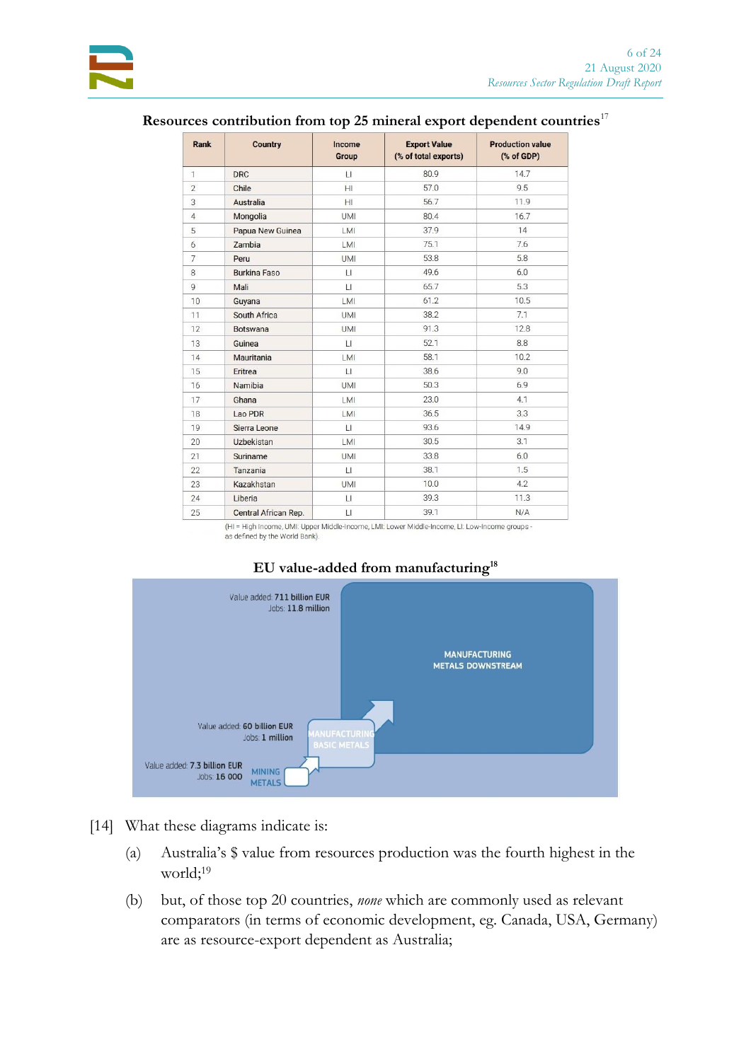**Resources contribution from top 25 mineral export dependent countries**[17]

| Rank | Country | Income Group | Export Value (% of total exports) | Production value (% of GDP) |
|---|---|---|---|---|
| 1 | DRC | LI | 80.9 | 14.7 |
| 2 | Chile | HI | 57.0 | 9.5 |
| 3 | Australia | HI | 56.7 | 11.9 |
| 4 | Mongolia | UMI | 80.4 | 16.7 |
| 5 | Papua New Guinea | LMI | 37.9 | 14 |
| 6 | Zambia | LMI | 75.1 | 7.6 |
| 7 | Peru | UMI | 53.8 | 5.8 |
| 8 | Burkina Faso | LI | 49.6 | 6.0 |
| 9 | Mali | LI | 65.7 | 5.3 |
| 10 | Guyana | LMI | 61.2 | 10.5 |
| 11 | South Africa | UMI | 38.2 | 7.1 |
| 12 | Botswana | UMI | 91.3 | 12.8 |
| 13 | Guinea | LI | 52.1 | 8.8 |
| 14 | Mauritania | LMI | 58.1 | 10.2 |
| 15 | Eritrea | LI | 38.6 | 9.0 |
| 16 | Namibia | UMI | 50.3 | 6.9 |
| 17 | Ghana | LMI | 23.0 | 4.1 |
| 18 | Lao PDR | LMI | 36.5 | 3.3 |
| 19 | Sierra Leone | LI | 93.6 | 14.9 |
| 20 | Uzbekistan | LMI | 30.5 | 3.1 |
| 21 | Suriname | UMI | 33.8 | 6.0 |
| 22 | Tanzania | LI | 38.1 | 1.5 |
| 23 | Kazakhstan | UMI | 10.0 | 4.2 |
| 24 | Liberia | LI | 39.3 | 11.3 |
| 25 | Central African Rep. | LI | 39.1 | N/A |

(HI = High Income, UMI: Upper Middle-Income, LMI: Lower Middle-Income, LI: Low-Income groups - as defined by the World Bank).

**EU value-added from manufacturing**[18]

Value added: 711 billion EUR
Jobs: 11.8 million
MANUFACTURING METALS DOWNSTREAM

Value added: 60 billion EUR
Jobs: 1 million
MANUFACTURING BASIC METALS

Value added: 7.3 billion EUR
Jobs: 16 000
MINING METALS

[14] What these diagrams indicate is:

(a) Australia's $ value from resources production was the fourth highest in the world;[19]

(b) but, of those top 20 countries, *none* which are commonly used as relevant comparators (in terms of economic development, eg. Canada, USA, Germany) are as resource-export dependent as Australia;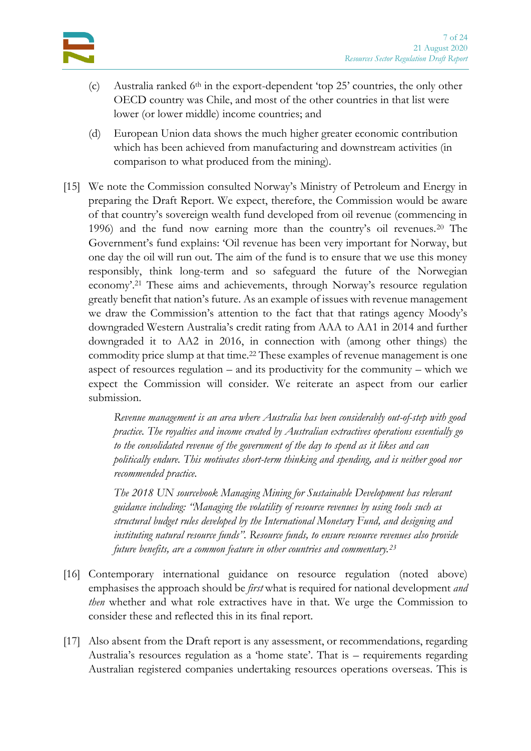(c) Australia ranked 6th in the export-dependent 'top 25' countries, the only other OECD country was Chile, and most of the other countries in that list were lower (or lower middle) income countries; and

(d) European Union data shows the much higher greater economic contribution which has been achieved from manufacturing and downstream activities (in comparison to what produced from the mining).

[15] We note the Commission consulted Norway's Ministry of Petroleum and Energy in preparing the Draft Report. We expect, therefore, the Commission would be aware of that country's sovereign wealth fund developed from oil revenue (commencing in 1996) and the fund now earning more than the country's oil revenues.[20] The Government's fund explains: 'Oil revenue has been very important for Norway, but one day the oil will run out. The aim of the fund is to ensure that we use this money responsibly, think long-term and so safeguard the future of the Norwegian economy'.[21] These aims and achievements, through Norway's resource regulation greatly benefit that nation's future. As an example of issues with revenue management we draw the Commission's attention to the fact that that ratings agency Moody's downgraded Western Australia's credit rating from AAA to AA1 in 2014 and further downgraded it to AA2 in 2016, in connection with (among other things) the commodity price slump at that time.[22] These examples of revenue management is one aspect of resources regulation – and its productivity for the community – which we expect the Commission will consider. We reiterate an aspect from our earlier submission.

> *Revenue management is an area where Australia has been considerably out-of-step with good practice. The royalties and income created by Australian extractives operations essentially go to the consolidated revenue of the government of the day to spend as it likes and can politically endure. This motivates short-term thinking and spending, and is neither good nor recommended practice.*
>
> *The 2018 UN sourcebook Managing Mining for Sustainable Development has relevant guidance including: "Managing the volatility of resource revenues by using tools such as structural budget rules developed by the International Monetary Fund, and designing and instituting natural resource funds". Resource funds, to ensure resource revenues also provide future benefits, are a common feature in other countries and commentary.*[23]

[16] Contemporary international guidance on resource regulation (noted above) emphasises the approach should be *first* what is required for national development *and then* whether and what role extractives have in that. We urge the Commission to consider these and reflected this in its final report.

[17] Also absent from the Draft report is any assessment, or recommendations, regarding Australia's resources regulation as a 'home state'. That is – requirements regarding Australian registered companies undertaking resources operations overseas. This is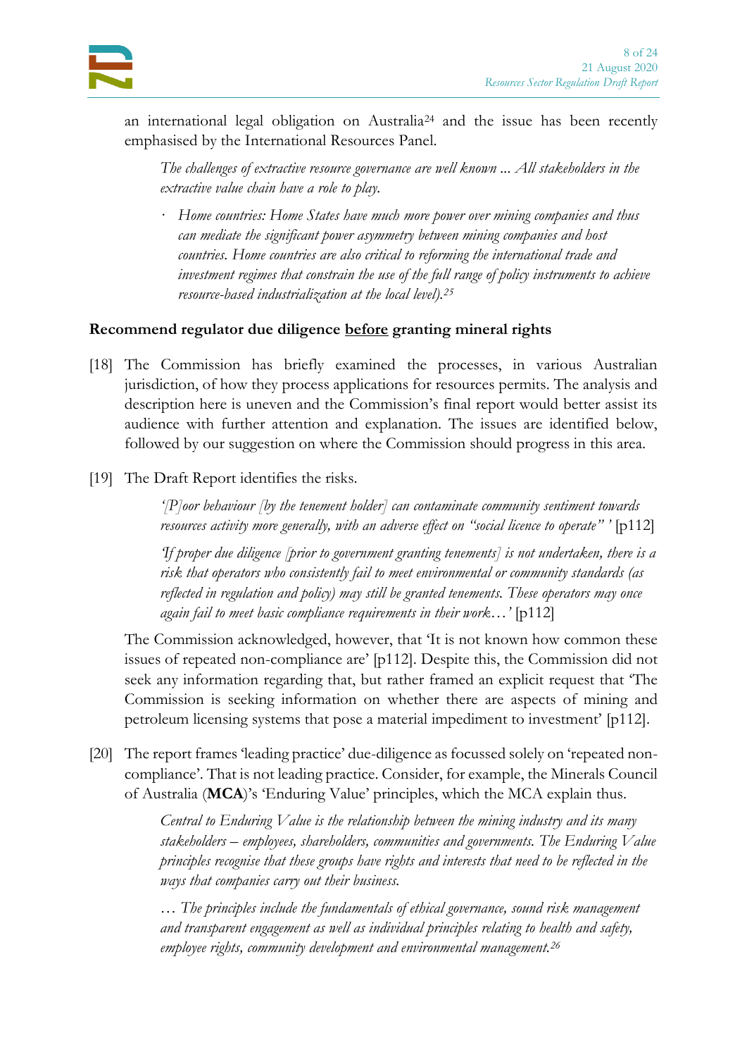an international legal obligation on Australia[24] and the issue has been recently emphasised by the International Resources Panel.

> *The challenges of extractive resource governance are well known ... All stakeholders in the extractive value chain have a role to play.*
>
> - *Home countries: Home States have much more power over mining companies and thus can mediate the significant power asymmetry between mining companies and host countries. Home countries are also critical to reforming the international trade and investment regimes that constrain the use of the full range of policy instruments to achieve resource-based industrialization at the local level).*[25]

**Recommend regulator due diligence <u>before</u> granting mineral rights**

[18] The Commission has briefly examined the processes, in various Australian jurisdiction, of how they process applications for resources permits. The analysis and description here is uneven and the Commission's final report would better assist its audience with further attention and explanation. The issues are identified below, followed by our suggestion on where the Commission should progress in this area.

[19] The Draft Report identifies the risks.

> *'[P]oor behaviour [by the tenement holder] can contaminate community sentiment towards resources activity more generally, with an adverse effect on "social licence to operate"'* [p112]
>
> *'If proper due diligence [prior to government granting tenements] is not undertaken, there is a risk that operators who consistently fail to meet environmental or community standards (as reflected in regulation and policy) may still be granted tenements. These operators may once again fail to meet basic compliance requirements in their work…'* [p112]

The Commission acknowledged, however, that 'It is not known how common these issues of repeated non-compliance are' [p112]. Despite this, the Commission did not seek any information regarding that, but rather framed an explicit request that 'The Commission is seeking information on whether there are aspects of mining and petroleum licensing systems that pose a material impediment to investment' [p112].

[20] The report frames 'leading practice' due-diligence as focussed solely on 'repeated non-compliance'. That is not leading practice. Consider, for example, the Minerals Council of Australia (**MCA**)'s 'Enduring Value' principles, which the MCA explain thus.

> *Central to Enduring Value is the relationship between the mining industry and its many stakeholders – employees, shareholders, communities and governments. The Enduring Value principles recognise that these groups have rights and interests that need to be reflected in the ways that companies carry out their business.*
>
> *… The principles include the fundamentals of ethical governance, sound risk management and transparent engagement as well as individual principles relating to health and safety, employee rights, community development and environmental management.*[26]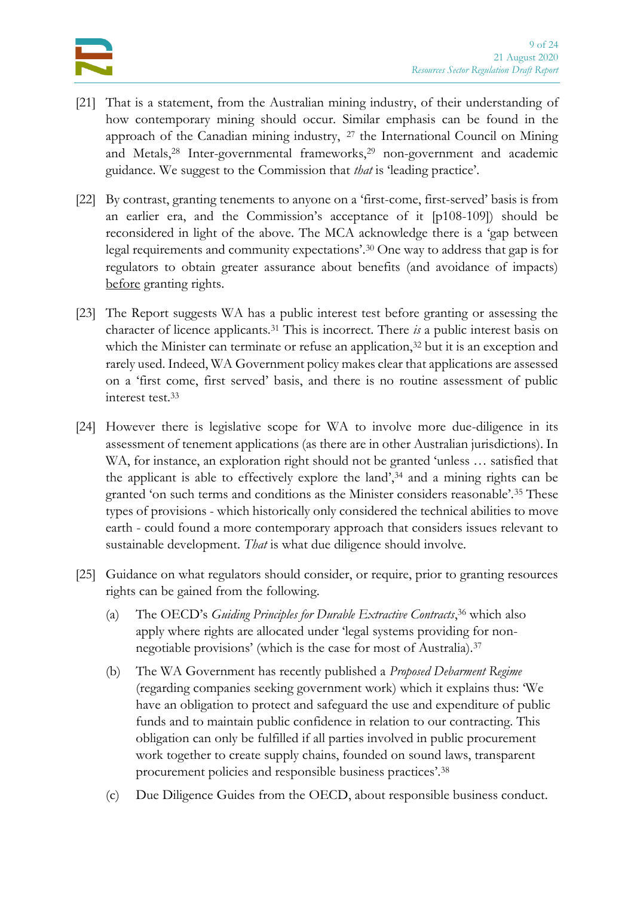[21] That is a statement, from the Australian mining industry, of their understanding of how contemporary mining should occur. Similar emphasis can be found in the approach of the Canadian mining industry, [27] the International Council on Mining and Metals,[28] Inter-governmental frameworks,[29] non-government and academic guidance. We suggest to the Commission that *that* is 'leading practice'.

[22] By contrast, granting tenements to anyone on a 'first-come, first-served' basis is from an earlier era, and the Commission's acceptance of it [p108-109]) should be reconsidered in light of the above. The MCA acknowledge there is a 'gap between legal requirements and community expectations'.[30] One way to address that gap is for regulators to obtain greater assurance about benefits (and avoidance of impacts) <u>before</u> granting rights.

[23] The Report suggests WA has a public interest test before granting or assessing the character of licence applicants.[31] This is incorrect. There *is* a public interest basis on which the Minister can terminate or refuse an application,[32] but it is an exception and rarely used. Indeed, WA Government policy makes clear that applications are assessed on a 'first come, first served' basis, and there is no routine assessment of public interest test.[33]

[24] However there is legislative scope for WA to involve more due-diligence in its assessment of tenement applications (as there are in other Australian jurisdictions). In WA, for instance, an exploration right should not be granted 'unless … satisfied that the applicant is able to effectively explore the land',[34] and a mining rights can be granted 'on such terms and conditions as the Minister considers reasonable'.[35] These types of provisions - which historically only considered the technical abilities to move earth - could found a more contemporary approach that considers issues relevant to sustainable development. *That* is what due diligence should involve.

[25] Guidance on what regulators should consider, or require, prior to granting resources rights can be gained from the following.

(a) The OECD's *Guiding Principles for Durable Extractive Contracts*,[36] which also apply where rights are allocated under 'legal systems providing for non-negotiable provisions' (which is the case for most of Australia).[37]

(b) The WA Government has recently published a *Proposed Debarment Regime* (regarding companies seeking government work) which it explains thus: 'We have an obligation to protect and safeguard the use and expenditure of public funds and to maintain public confidence in relation to our contracting. This obligation can only be fulfilled if all parties involved in public procurement work together to create supply chains, founded on sound laws, transparent procurement policies and responsible business practices'.[38]

(c) Due Diligence Guides from the OECD, about responsible business conduct.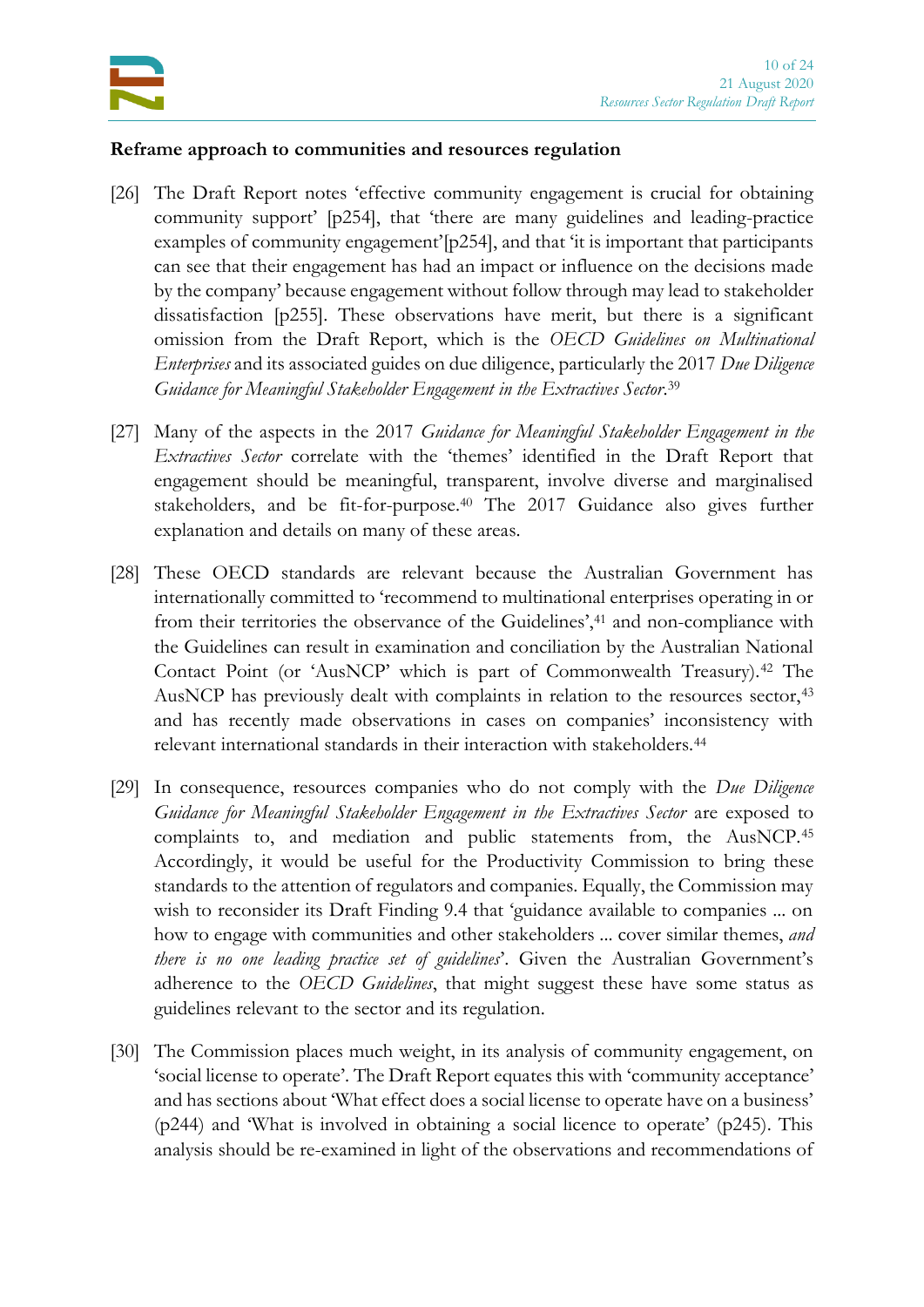**Reframe approach to communities and resources regulation**

[26] The Draft Report notes 'effective community engagement is crucial for obtaining community support' [p254], that 'there are many guidelines and leading-practice examples of community engagement'[p254], and that 'it is important that participants can see that their engagement has had an impact or influence on the decisions made by the company' because engagement without follow through may lead to stakeholder dissatisfaction [p255]. These observations have merit, but there is a significant omission from the Draft Report, which is the *OECD Guidelines on Multinational Enterprises* and its associated guides on due diligence, particularly the 2017 *Due Diligence Guidance for Meaningful Stakeholder Engagement in the Extractives Sector*.[39]

[27] Many of the aspects in the 2017 *Guidance for Meaningful Stakeholder Engagement in the Extractives Sector* correlate with the 'themes' identified in the Draft Report that engagement should be meaningful, transparent, involve diverse and marginalised stakeholders, and be fit-for-purpose.[40] The 2017 Guidance also gives further explanation and details on many of these areas.

[28] These OECD standards are relevant because the Australian Government has internationally committed to 'recommend to multinational enterprises operating in or from their territories the observance of the Guidelines',[41] and non-compliance with the Guidelines can result in examination and conciliation by the Australian National Contact Point (or 'AusNCP' which is part of Commonwealth Treasury).[42] The AusNCP has previously dealt with complaints in relation to the resources sector,[43] and has recently made observations in cases on companies' inconsistency with relevant international standards in their interaction with stakeholders.[44]

[29] In consequence, resources companies who do not comply with the *Due Diligence Guidance for Meaningful Stakeholder Engagement in the Extractives Sector* are exposed to complaints to, and mediation and public statements from, the AusNCP.[45] Accordingly, it would be useful for the Productivity Commission to bring these standards to the attention of regulators and companies. Equally, the Commission may wish to reconsider its Draft Finding 9.4 that 'guidance available to companies ... on how to engage with communities and other stakeholders ... cover similar themes, *and there is no one leading practice set of guidelines*'. Given the Australian Government's adherence to the *OECD Guidelines*, that might suggest these have some status as guidelines relevant to the sector and its regulation.

[30] The Commission places much weight, in its analysis of community engagement, on 'social license to operate'. The Draft Report equates this with 'community acceptance' and has sections about 'What effect does a social license to operate have on a business' (p244) and 'What is involved in obtaining a social licence to operate' (p245). This analysis should be re-examined in light of the observations and recommendations of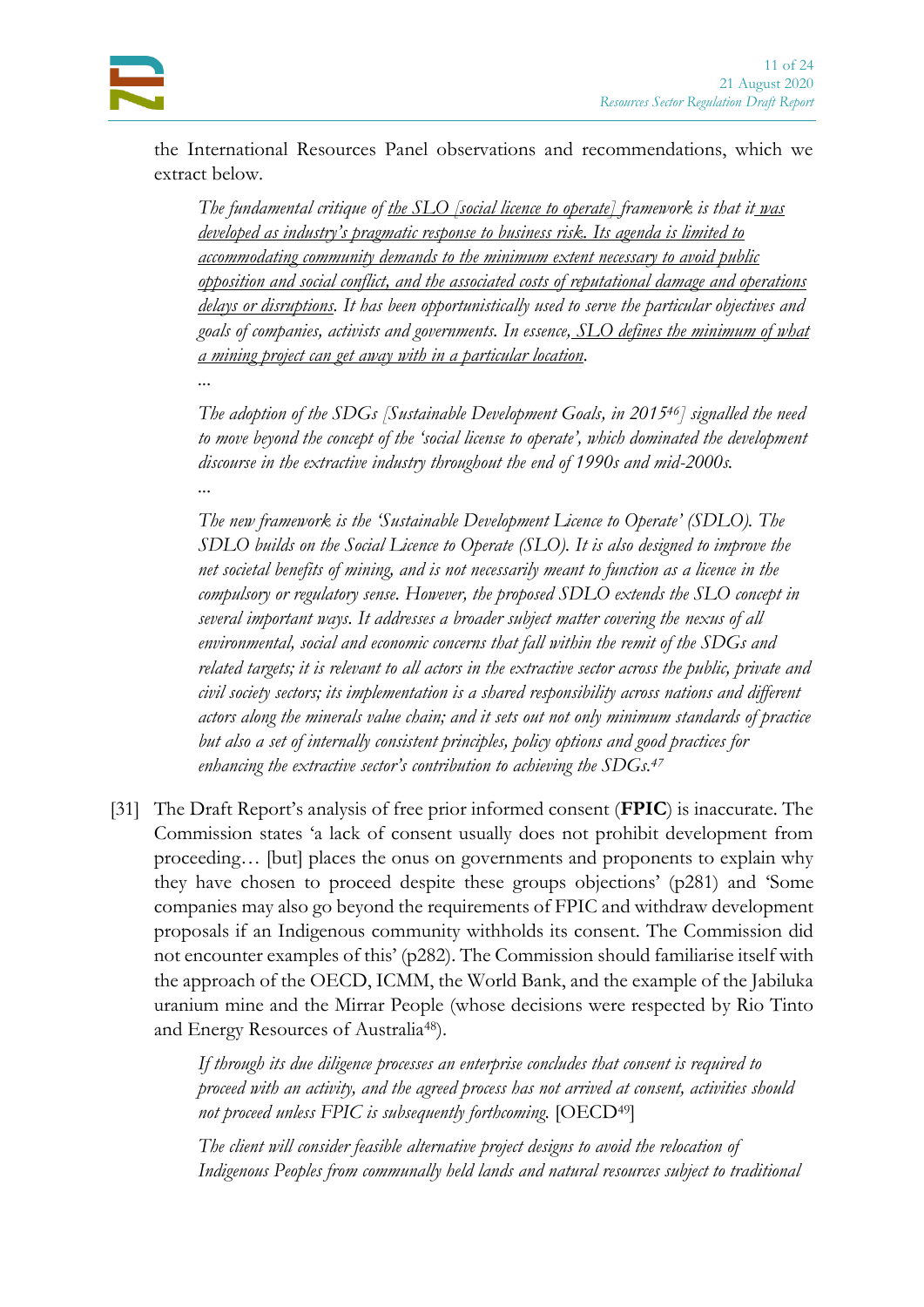the International Resources Panel observations and recommendations, which we extract below.

> *The fundamental critique of* <u>*the SLO [social licence to operate]*</u> *framework is that it* <u>*was developed as industry's pragmatic response to business risk. Its agenda is limited to accommodating community demands to the minimum extent necessary to avoid public opposition and social conflict, and the associated costs of reputational damage and operations delays or disruptions*</u>*. It has been opportunistically used to serve the particular objectives and goals of companies, activists and governments. In essence,* <u>*SLO defines the minimum of what a mining project can get away with in a particular location*</u>*.*
>
> *...*
>
> *The adoption of the SDGs [Sustainable Development Goals, in 2015[46]] signalled the need to move beyond the concept of the 'social license to operate', which dominated the development discourse in the extractive industry throughout the end of 1990s and mid-2000s.*
>
> *...*
>
> *The new framework is the 'Sustainable Development Licence to Operate' (SDLO). The SDLO builds on the Social Licence to Operate (SLO). It is also designed to improve the net societal benefits of mining, and is not necessarily meant to function as a licence in the compulsory or regulatory sense. However, the proposed SDLO extends the SLO concept in several important ways. It addresses a broader subject matter covering the nexus of all environmental, social and economic concerns that fall within the remit of the SDGs and related targets; it is relevant to all actors in the extractive sector across the public, private and civil society sectors; its implementation is a shared responsibility across nations and different actors along the minerals value chain; and it sets out not only minimum standards of practice but also a set of internally consistent principles, policy options and good practices for enhancing the extractive sector's contribution to achieving the SDGs.[47]*

[31] The Draft Report's analysis of free prior informed consent (**FPIC**) is inaccurate. The Commission states 'a lack of consent usually does not prohibit development from proceeding… [but] places the onus on governments and proponents to explain why they have chosen to proceed despite these groups objections' (p281) and 'Some companies may also go beyond the requirements of FPIC and withdraw development proposals if an Indigenous community withholds its consent. The Commission did not encounter examples of this' (p282). The Commission should familiarise itself with the approach of the OECD, ICMM, the World Bank, and the example of the Jabiluka uranium mine and the Mirrar People (whose decisions were respected by Rio Tinto and Energy Resources of Australia[48]).

> *If through its due diligence processes an enterprise concludes that consent is required to proceed with an activity, and the agreed process has not arrived at consent, activities should not proceed unless FPIC is subsequently forthcoming.* [OECD[49]]
>
> *The client will consider feasible alternative project designs to avoid the relocation of Indigenous Peoples from communally held lands and natural resources subject to traditional*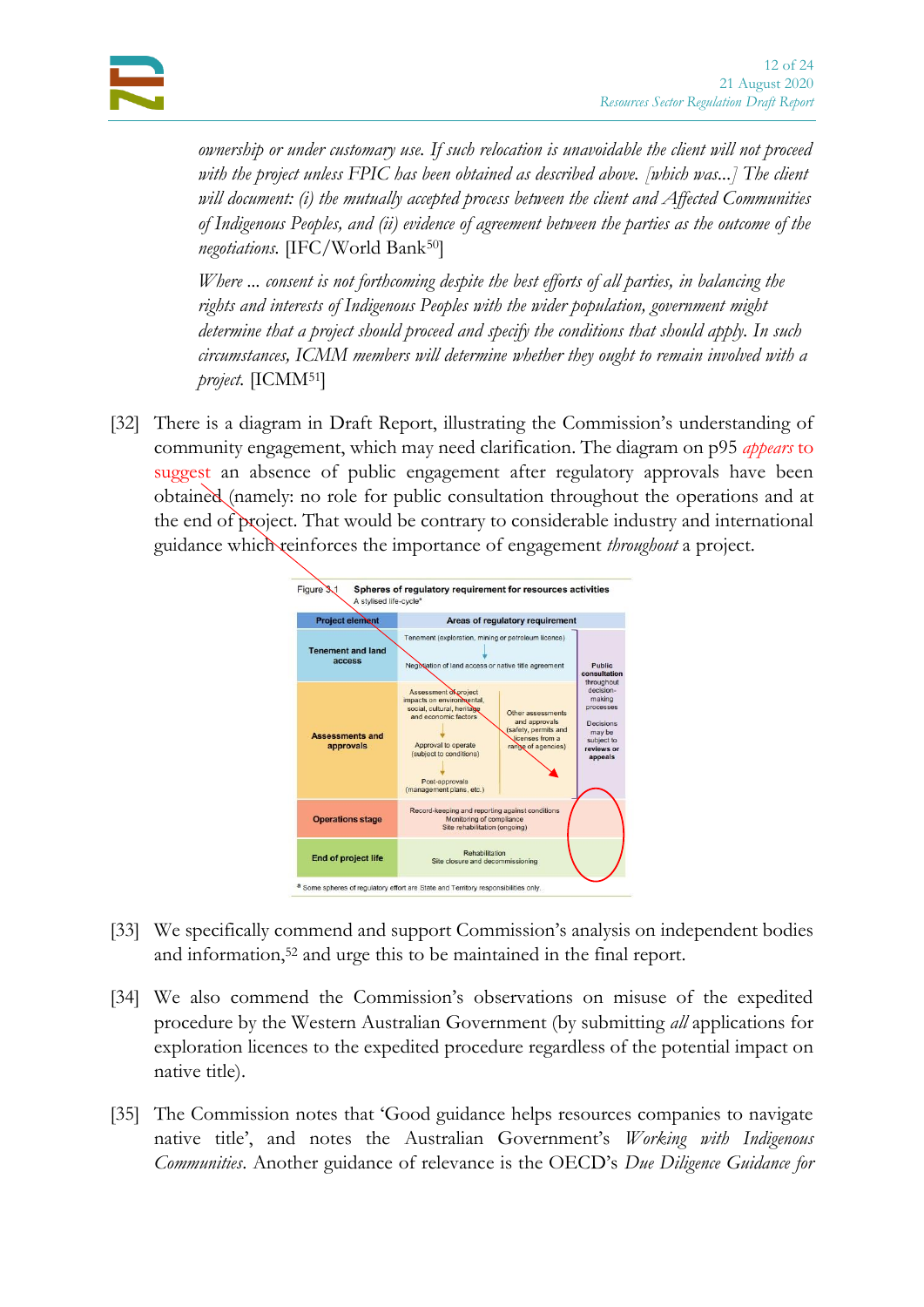*ownership or under customary use. If such relocation is unavoidable the client will not proceed with the project unless FPIC has been obtained as described above. [which was...] The client will document: (i) the mutually accepted process between the client and Affected Communities of Indigenous Peoples, and (ii) evidence of agreement between the parties as the outcome of the negotiations.* [IFC/World Bank[50]]

*Where ... consent is not forthcoming despite the best efforts of all parties, in balancing the rights and interests of Indigenous Peoples with the wider population, government might determine that a project should proceed and specify the conditions that should apply. In such circumstances, ICMM members will determine whether they ought to remain involved with a project.* [ICMM[51]]

[32] There is a diagram in Draft Report, illustrating the Commission's understanding of community engagement, which may need clarification. The diagram on p95 *appears* to suggest an absence of public engagement after regulatory approvals have been obtained (namely: no role for public consultation throughout the operations and at the end of project. That would be contrary to considerable industry and international guidance which reinforces the importance of engagement *throughout* a project.

Figure 3.1 **Spheres of regulatory requirement for resources activities**
A stylised life-cycle[a]

| Project element | Areas of regulatory requirement | | |
|---|---|---|---|
| **Tenement and land access** | Tenement (exploration, mining or petroleum licence) ↓ Negotiation of land access or native title agreement | | **Public consultation** throughout decision-making processes<br><br>Decisions may be subject to **reviews or appeals** |
| **Assessments and approvals** | Assessment of project impacts on environmental, social, cultural, heritage and economic factors ↓ Approval to operate (subject to conditions) ↓ Post-approvals (management plans, etc.) | Other assessments and approvals (safety, permits and licenses from a range of agencies) | |
| **Operations stage** | Record-keeping and reporting against conditions<br>Monitoring of compliance<br>Site rehabilitation (ongoing) | | |
| **End of project life** | Rehabilitation<br>Site closure and decommissioning | | |

[a] Some spheres of regulatory effort are State and Territory responsibilities only.

[33] We specifically commend and support Commission's analysis on independent bodies and information,[52] and urge this to be maintained in the final report.

[34] We also commend the Commission's observations on misuse of the expedited procedure by the Western Australian Government (by submitting *all* applications for exploration licences to the expedited procedure regardless of the potential impact on native title).

[35] The Commission notes that 'Good guidance helps resources companies to navigate native title', and notes the Australian Government's *Working with Indigenous Communities*. Another guidance of relevance is the OECD's *Due Diligence Guidance for*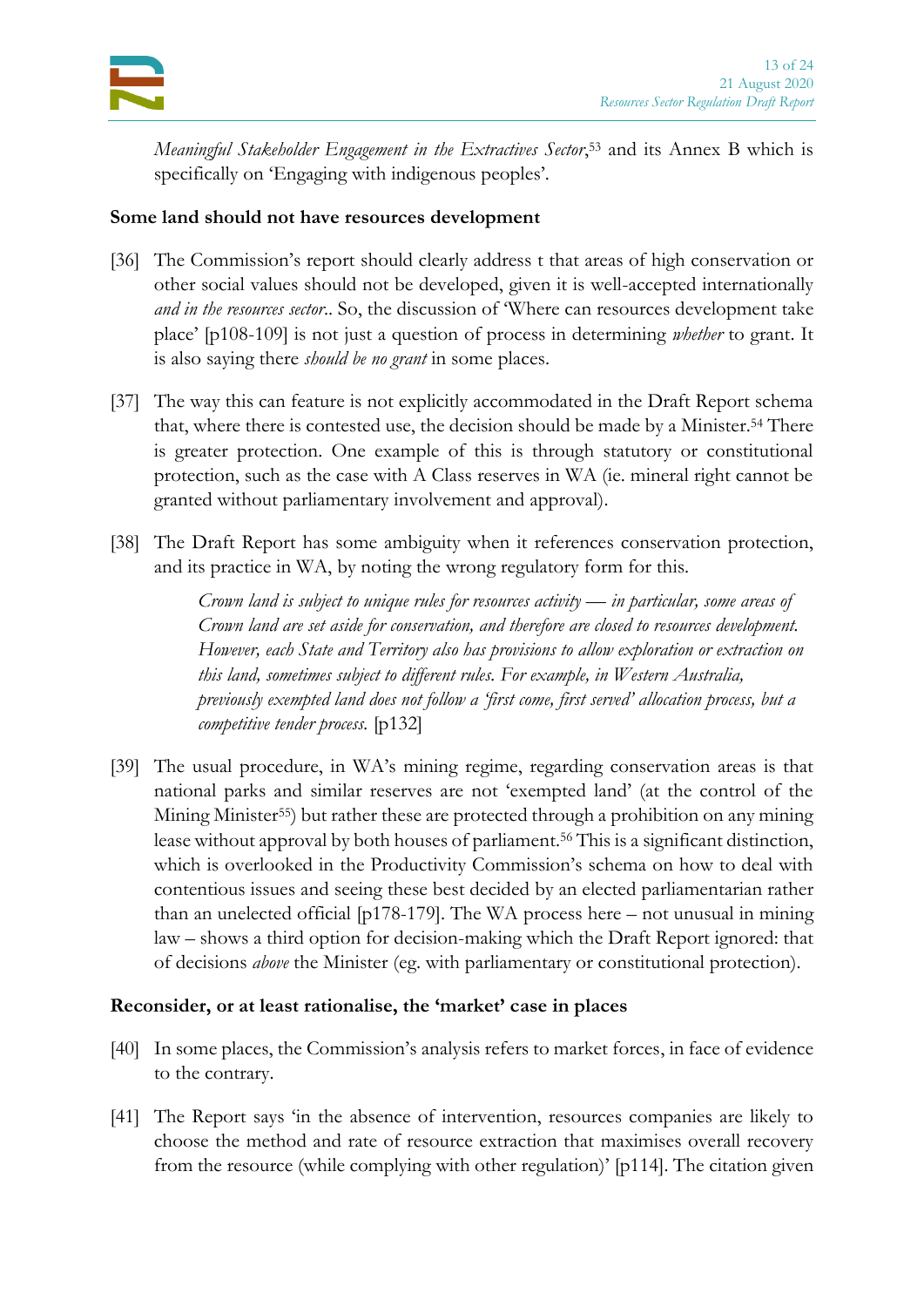*Meaningful Stakeholder Engagement in the Extractives Sector*,[53] and its Annex B which is specifically on 'Engaging with indigenous peoples'.

**Some land should not have resources development**

[36] The Commission's report should clearly address t that areas of high conservation or other social values should not be developed, given it is well-accepted internationally *and in the resources sector.*. So, the discussion of 'Where can resources development take place' [p108-109] is not just a question of process in determining *whether* to grant. It is also saying there *should be no grant* in some places.

[37] The way this can feature is not explicitly accommodated in the Draft Report schema that, where there is contested use, the decision should be made by a Minister.[54] There is greater protection. One example of this is through statutory or constitutional protection, such as the case with A Class reserves in WA (ie. mineral right cannot be granted without parliamentary involvement and approval).

[38] The Draft Report has some ambiguity when it references conservation protection, and its practice in WA, by noting the wrong regulatory form for this.

> *Crown land is subject to unique rules for resources activity — in particular, some areas of Crown land are set aside for conservation, and therefore are closed to resources development. However, each State and Territory also has provisions to allow exploration or extraction on this land, sometimes subject to different rules. For example, in Western Australia, previously exempted land does not follow a 'first come, first served' allocation process, but a competitive tender process.* [p132]

[39] The usual procedure, in WA's mining regime, regarding conservation areas is that national parks and similar reserves are not 'exempted land' (at the control of the Mining Minister[55]) but rather these are protected through a prohibition on any mining lease without approval by both houses of parliament.[56] This is a significant distinction, which is overlooked in the Productivity Commission's schema on how to deal with contentious issues and seeing these best decided by an elected parliamentarian rather than an unelected official [p178-179]. The WA process here – not unusual in mining law – shows a third option for decision-making which the Draft Report ignored: that of decisions *above* the Minister (eg. with parliamentary or constitutional protection).

**Reconsider, or at least rationalise, the 'market' case in places**

[40] In some places, the Commission's analysis refers to market forces, in face of evidence to the contrary.

[41] The Report says 'in the absence of intervention, resources companies are likely to choose the method and rate of resource extraction that maximises overall recovery from the resource (while complying with other regulation)' [p114]. The citation given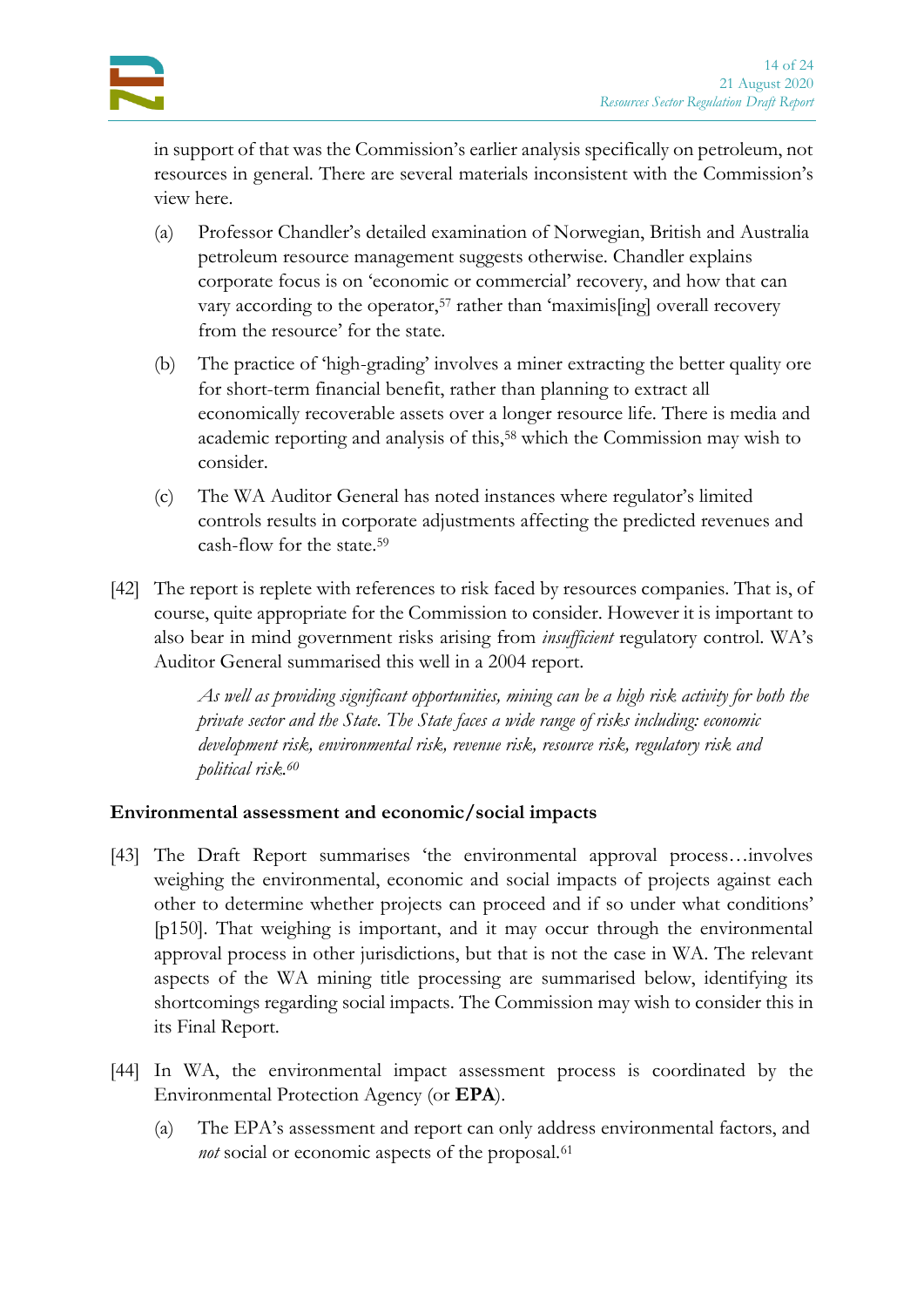in support of that was the Commission's earlier analysis specifically on petroleum, not resources in general. There are several materials inconsistent with the Commission's view here.

(a) Professor Chandler's detailed examination of Norwegian, British and Australia petroleum resource management suggests otherwise. Chandler explains corporate focus is on 'economic or commercial' recovery, and how that can vary according to the operator,[57] rather than 'maximis[ing] overall recovery from the resource' for the state.

(b) The practice of 'high-grading' involves a miner extracting the better quality ore for short-term financial benefit, rather than planning to extract all economically recoverable assets over a longer resource life. There is media and academic reporting and analysis of this,[58] which the Commission may wish to consider.

(c) The WA Auditor General has noted instances where regulator's limited controls results in corporate adjustments affecting the predicted revenues and cash-flow for the state.[59]

[42] The report is replete with references to risk faced by resources companies. That is, of course, quite appropriate for the Commission to consider. However it is important to also bear in mind government risks arising from *insufficient* regulatory control. WA's Auditor General summarised this well in a 2004 report.

> *As well as providing significant opportunities, mining can be a high risk activity for both the private sector and the State. The State faces a wide range of risks including: economic development risk, environmental risk, revenue risk, resource risk, regulatory risk and political risk.*[60]

## Environmental assessment and economic/social impacts

[43] The Draft Report summarises 'the environmental approval process…involves weighing the environmental, economic and social impacts of projects against each other to determine whether projects can proceed and if so under what conditions' [p150]. That weighing is important, and it may occur through the environmental approval process in other jurisdictions, but that is not the case in WA. The relevant aspects of the WA mining title processing are summarised below, identifying its shortcomings regarding social impacts. The Commission may wish to consider this in its Final Report.

[44] In WA, the environmental impact assessment process is coordinated by the Environmental Protection Agency (or **EPA**).

(a) The EPA's assessment and report can only address environmental factors, and *not* social or economic aspects of the proposal.[61]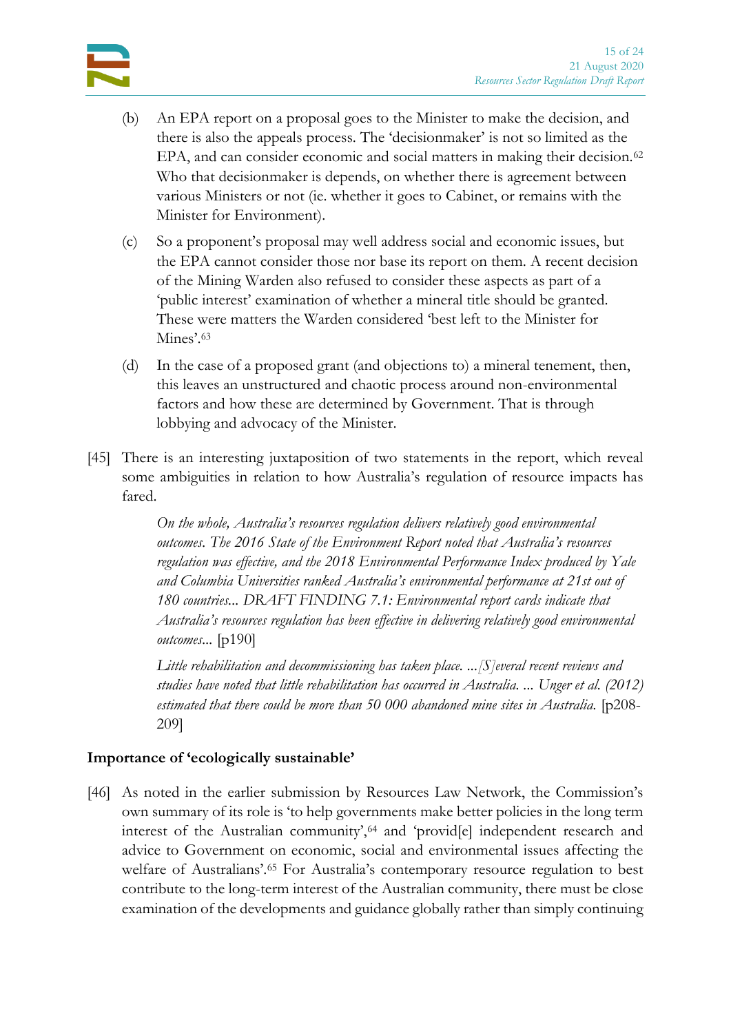(b) An EPA report on a proposal goes to the Minister to make the decision, and there is also the appeals process. The 'decisionmaker' is not so limited as the EPA, and can consider economic and social matters in making their decision.[62] Who that decisionmaker is depends, on whether there is agreement between various Ministers or not (ie. whether it goes to Cabinet, or remains with the Minister for Environment).

(c) So a proponent's proposal may well address social and economic issues, but the EPA cannot consider those nor base its report on them. A recent decision of the Mining Warden also refused to consider these aspects as part of a 'public interest' examination of whether a mineral title should be granted. These were matters the Warden considered 'best left to the Minister for Mines'.[63]

(d) In the case of a proposed grant (and objections to) a mineral tenement, then, this leaves an unstructured and chaotic process around non-environmental factors and how these are determined by Government. That is through lobbying and advocacy of the Minister.

[45] There is an interesting juxtaposition of two statements in the report, which reveal some ambiguities in relation to how Australia's regulation of resource impacts has fared.

> *On the whole, Australia's resources regulation delivers relatively good environmental outcomes. The 2016 State of the Environment Report noted that Australia's resources regulation was effective, and the 2018 Environmental Performance Index produced by Yale and Columbia Universities ranked Australia's environmental performance at 21st out of 180 countries... DRAFT FINDING 7.1: Environmental report cards indicate that Australia's resources regulation has been effective in delivering relatively good environmental outcomes...* [p190]
>
> *Little rehabilitation and decommissioning has taken place. ...[S]everal recent reviews and studies have noted that little rehabilitation has occurred in Australia. ... Unger et al. (2012) estimated that there could be more than 50 000 abandoned mine sites in Australia.* [p208-209]

## Importance of 'ecologically sustainable'

[46] As noted in the earlier submission by Resources Law Network, the Commission's own summary of its role is 'to help governments make better policies in the long term interest of the Australian community',[64] and 'provid[e] independent research and advice to Government on economic, social and environmental issues affecting the welfare of Australians'.[65] For Australia's contemporary resource regulation to best contribute to the long-term interest of the Australian community, there must be close examination of the developments and guidance globally rather than simply continuing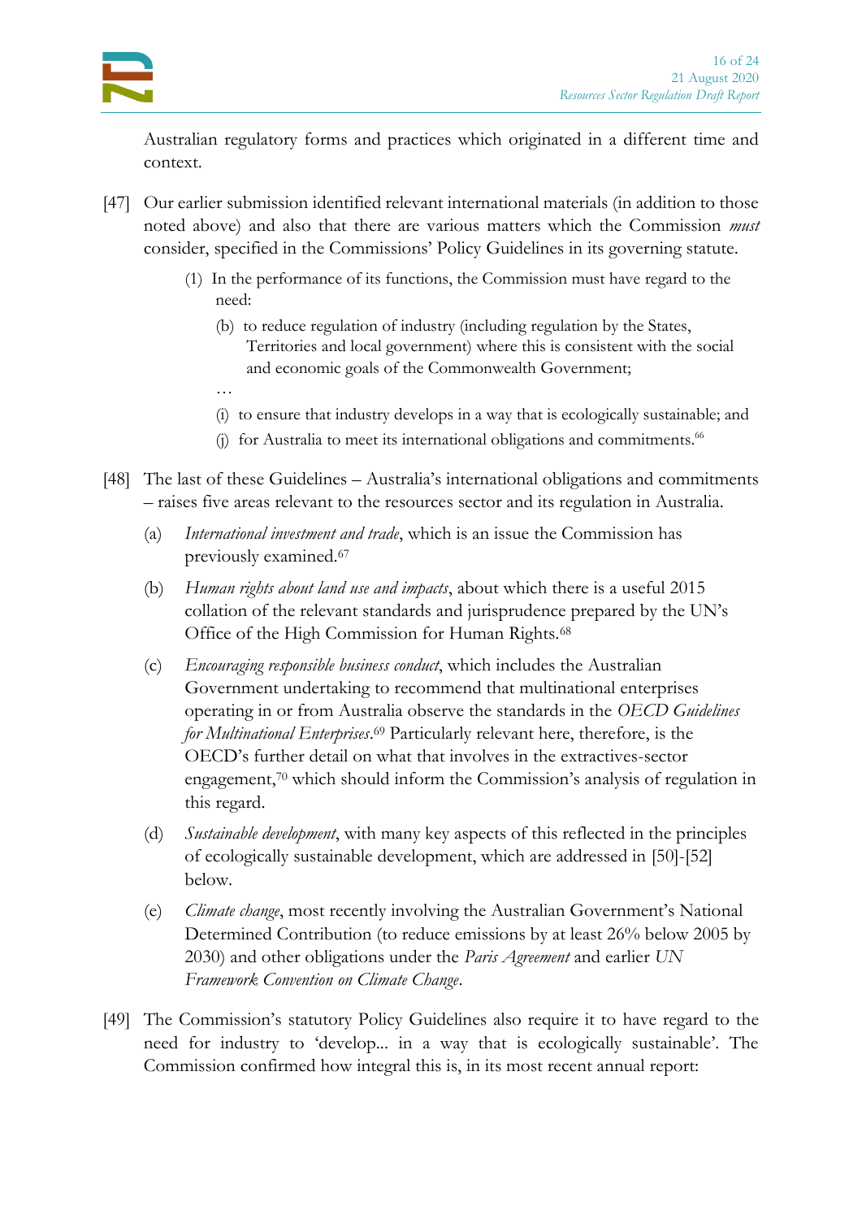Australian regulatory forms and practices which originated in a different time and context.

[47] Our earlier submission identified relevant international materials (in addition to those noted above) and also that there are various matters which the Commission *must* consider, specified in the Commissions' Policy Guidelines in its governing statute.

> (1) In the performance of its functions, the Commission must have regard to the need:
>
> (b) to reduce regulation of industry (including regulation by the States, Territories and local government) where this is consistent with the social and economic goals of the Commonwealth Government;
>
> …
>
> (i) to ensure that industry develops in a way that is ecologically sustainable; and
>
> (j) for Australia to meet its international obligations and commitments.[66]

[48] The last of these Guidelines – Australia's international obligations and commitments – raises five areas relevant to the resources sector and its regulation in Australia.

(a) *International investment and trade*, which is an issue the Commission has previously examined.[67]

(b) *Human rights about land use and impacts*, about which there is a useful 2015 collation of the relevant standards and jurisprudence prepared by the UN's Office of the High Commission for Human Rights.[68]

(c) *Encouraging responsible business conduct*, which includes the Australian Government undertaking to recommend that multinational enterprises operating in or from Australia observe the standards in the *OECD Guidelines for Multinational Enterprises*.[69] Particularly relevant here, therefore, is the OECD's further detail on what that involves in the extractives-sector engagement,[70] which should inform the Commission's analysis of regulation in this regard.

(d) *Sustainable development*, with many key aspects of this reflected in the principles of ecologically sustainable development, which are addressed in [50]-[52] below.

(e) *Climate change*, most recently involving the Australian Government's National Determined Contribution (to reduce emissions by at least 26% below 2005 by 2030) and other obligations under the *Paris Agreement* and earlier *UN Framework Convention on Climate Change*.

[49] The Commission's statutory Policy Guidelines also require it to have regard to the need for industry to 'develop... in a way that is ecologically sustainable'. The Commission confirmed how integral this is, in its most recent annual report: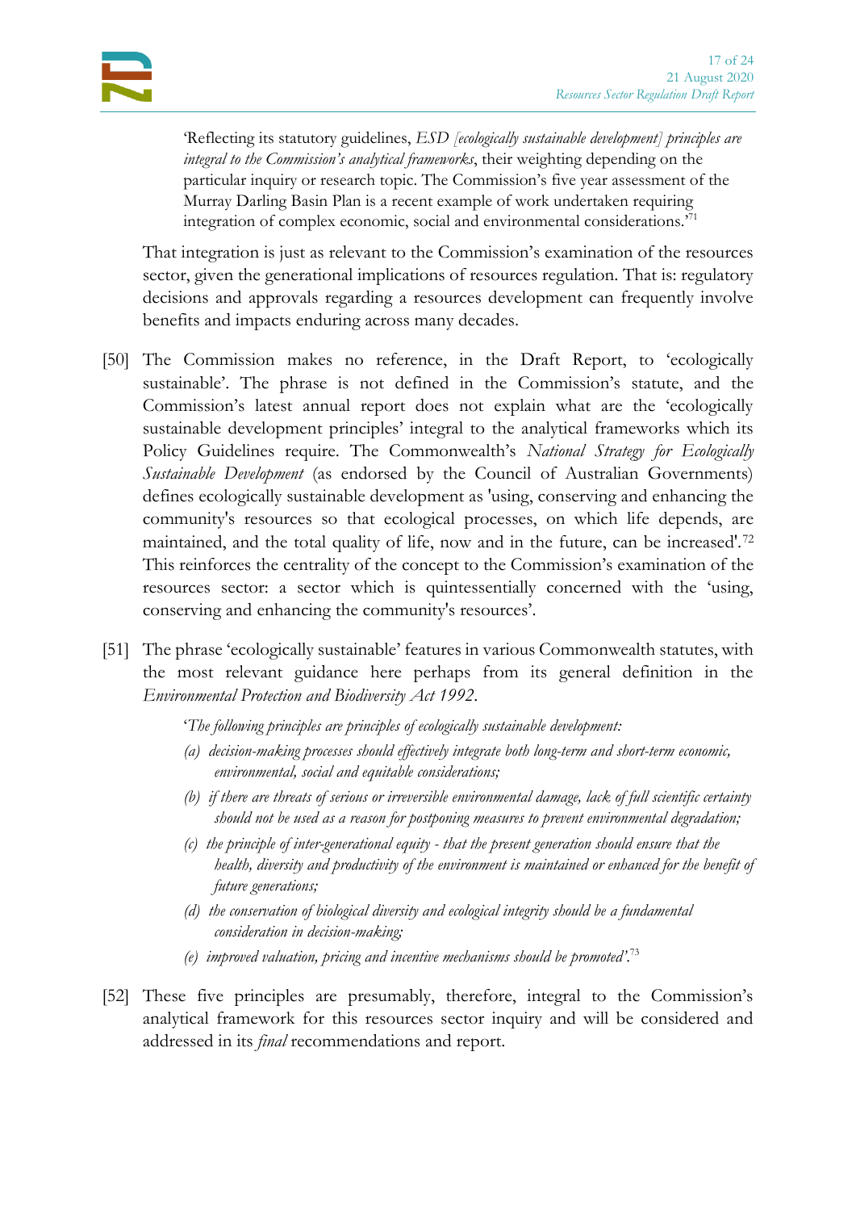> 'Reflecting its statutory guidelines, *ESD [ecologically sustainable development] principles are integral to the Commission's analytical frameworks*, their weighting depending on the particular inquiry or research topic. The Commission's five year assessment of the Murray Darling Basin Plan is a recent example of work undertaken requiring integration of complex economic, social and environmental considerations.'[71]

That integration is just as relevant to the Commission's examination of the resources sector, given the generational implications of resources regulation. That is: regulatory decisions and approvals regarding a resources development can frequently involve benefits and impacts enduring across many decades.

[50] The Commission makes no reference, in the Draft Report, to 'ecologically sustainable'. The phrase is not defined in the Commission's statute, and the Commission's latest annual report does not explain what are the 'ecologically sustainable development principles' integral to the analytical frameworks which its Policy Guidelines require. The Commonwealth's *National Strategy for Ecologically Sustainable Development* (as endorsed by the Council of Australian Governments) defines ecologically sustainable development as 'using, conserving and enhancing the community's resources so that ecological processes, on which life depends, are maintained, and the total quality of life, now and in the future, can be increased'.[72] This reinforces the centrality of the concept to the Commission's examination of the resources sector: a sector which is quintessentially concerned with the 'using, conserving and enhancing the community's resources'.

[51] The phrase 'ecologically sustainable' features in various Commonwealth statutes, with the most relevant guidance here perhaps from its general definition in the *Environmental Protection and Biodiversity Act 1992*.

> '*The following principles are principles of ecologically sustainable development:*
>
> *(a) decision-making processes should effectively integrate both long-term and short-term economic, environmental, social and equitable considerations;*
>
> *(b) if there are threats of serious or irreversible environmental damage, lack of full scientific certainty should not be used as a reason for postponing measures to prevent environmental degradation;*
>
> *(c) the principle of inter-generational equity - that the present generation should ensure that the health, diversity and productivity of the environment is maintained or enhanced for the benefit of future generations;*
>
> *(d) the conservation of biological diversity and ecological integrity should be a fundamental consideration in decision-making;*
>
> *(e) improved valuation, pricing and incentive mechanisms should be promoted*'.[73]

[52] These five principles are presumably, therefore, integral to the Commission's analytical framework for this resources sector inquiry and will be considered and addressed in its *final* recommendations and report.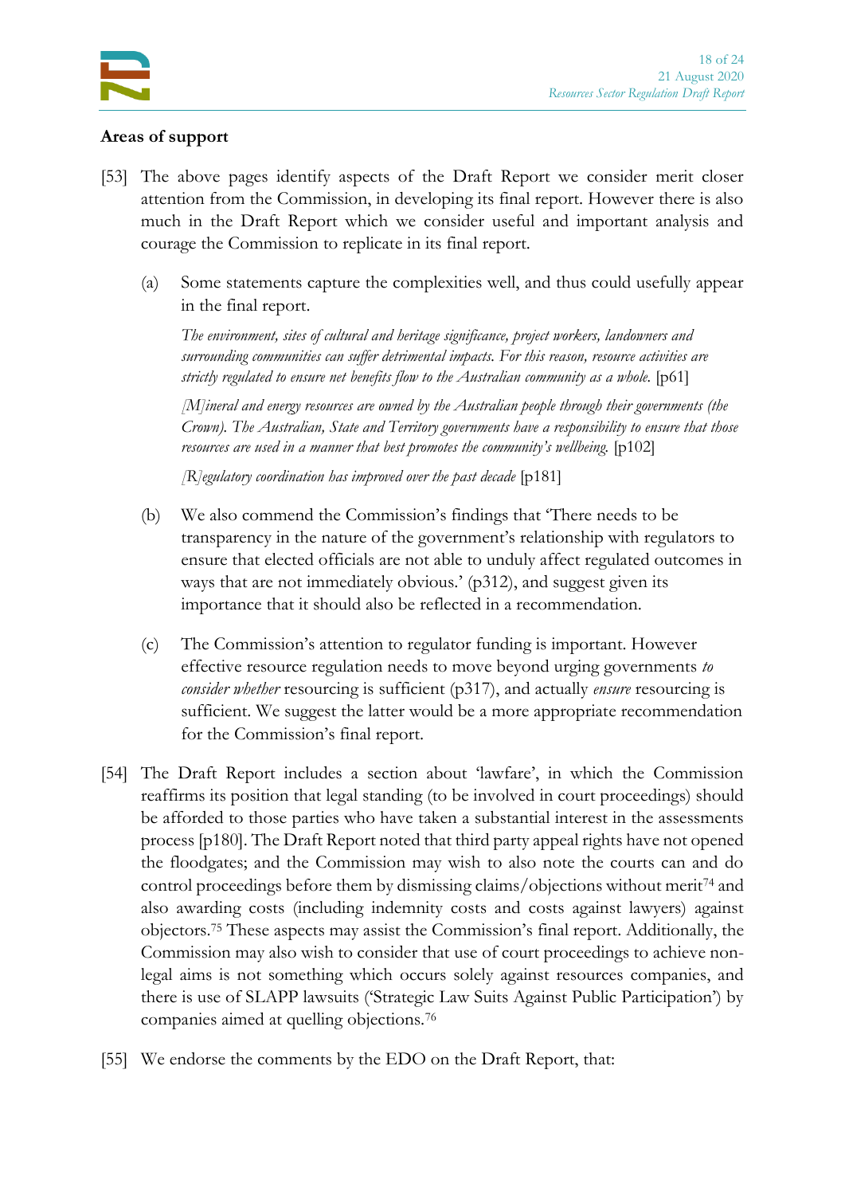**Areas of support**

[53] The above pages identify aspects of the Draft Report we consider merit closer attention from the Commission, in developing its final report. However there is also much in the Draft Report which we consider useful and important analysis and courage the Commission to replicate in its final report.

(a) Some statements capture the complexities well, and thus could usefully appear in the final report.

*The environment, sites of cultural and heritage significance, project workers, landowners and surrounding communities can suffer detrimental impacts. For this reason, resource activities are strictly regulated to ensure net benefits flow to the Australian community as a whole.* [p61]

*[M]ineral and energy resources are owned by the Australian people through their governments (the Crown). The Australian, State and Territory governments have a responsibility to ensure that those resources are used in a manner that best promotes the community's wellbeing.* [p102]

*[R]egulatory coordination has improved over the past decade* [p181]

(b) We also commend the Commission's findings that 'There needs to be transparency in the nature of the government's relationship with regulators to ensure that elected officials are not able to unduly affect regulated outcomes in ways that are not immediately obvious.' (p312), and suggest given its importance that it should also be reflected in a recommendation.

(c) The Commission's attention to regulator funding is important. However effective resource regulation needs to move beyond urging governments *to consider whether* resourcing is sufficient (p317), and actually *ensure* resourcing is sufficient. We suggest the latter would be a more appropriate recommendation for the Commission's final report.

[54] The Draft Report includes a section about 'lawfare', in which the Commission reaffirms its position that legal standing (to be involved in court proceedings) should be afforded to those parties who have taken a substantial interest in the assessments process [p180]. The Draft Report noted that third party appeal rights have not opened the floodgates; and the Commission may wish to also note the courts can and do control proceedings before them by dismissing claims/objections without merit[74] and also awarding costs (including indemnity costs and costs against lawyers) against objectors.[75] These aspects may assist the Commission's final report. Additionally, the Commission may also wish to consider that use of court proceedings to achieve non-legal aims is not something which occurs solely against resources companies, and there is use of SLAPP lawsuits ('Strategic Law Suits Against Public Participation') by companies aimed at quelling objections.[76]

[55] We endorse the comments by the EDO on the Draft Report, that: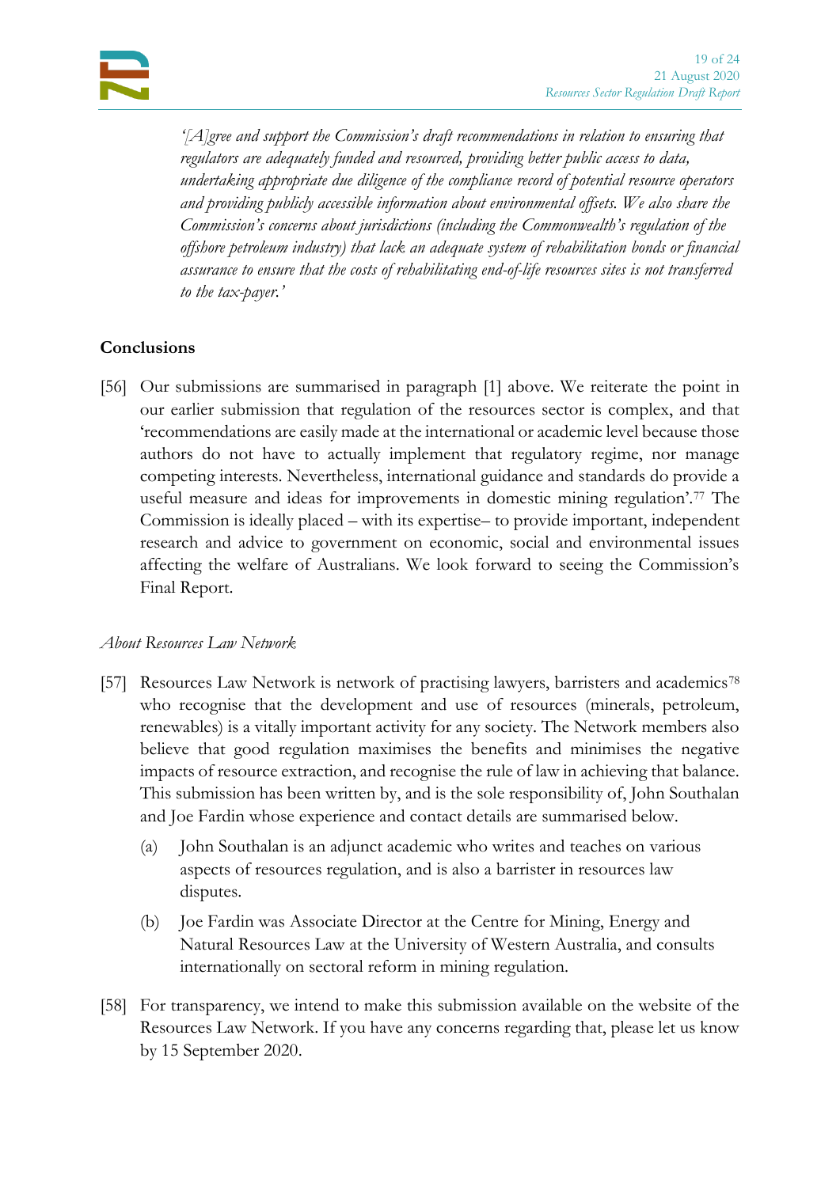> *'[A]gree and support the Commission's draft recommendations in relation to ensuring that regulators are adequately funded and resourced, providing better public access to data, undertaking appropriate due diligence of the compliance record of potential resource operators and providing publicly accessible information about environmental offsets. We also share the Commission's concerns about jurisdictions (including the Commonwealth's regulation of the offshore petroleum industry) that lack an adequate system of rehabilitation bonds or financial assurance to ensure that the costs of rehabilitating end-of-life resources sites is not transferred to the tax-payer.'*

**Conclusions**

[56] Our submissions are summarised in paragraph [1] above. We reiterate the point in our earlier submission that regulation of the resources sector is complex, and that 'recommendations are easily made at the international or academic level because those authors do not have to actually implement that regulatory regime, nor manage competing interests. Nevertheless, international guidance and standards do provide a useful measure and ideas for improvements in domestic mining regulation'.[77] The Commission is ideally placed – with its expertise– to provide important, independent research and advice to government on economic, social and environmental issues affecting the welfare of Australians. We look forward to seeing the Commission's Final Report.

*About Resources Law Network*

[57] Resources Law Network is network of practising lawyers, barristers and academics[78] who recognise that the development and use of resources (minerals, petroleum, renewables) is a vitally important activity for any society. The Network members also believe that good regulation maximises the benefits and minimises the negative impacts of resource extraction, and recognise the rule of law in achieving that balance. This submission has been written by, and is the sole responsibility of, John Southalan and Joe Fardin whose experience and contact details are summarised below.

(a) John Southalan is an adjunct academic who writes and teaches on various aspects of resources regulation, and is also a barrister in resources law disputes.

(b) Joe Fardin was Associate Director at the Centre for Mining, Energy and Natural Resources Law at the University of Western Australia, and consults internationally on sectoral reform in mining regulation.

[58] For transparency, we intend to make this submission available on the website of the Resources Law Network. If you have any concerns regarding that, please let us know by 15 September 2020.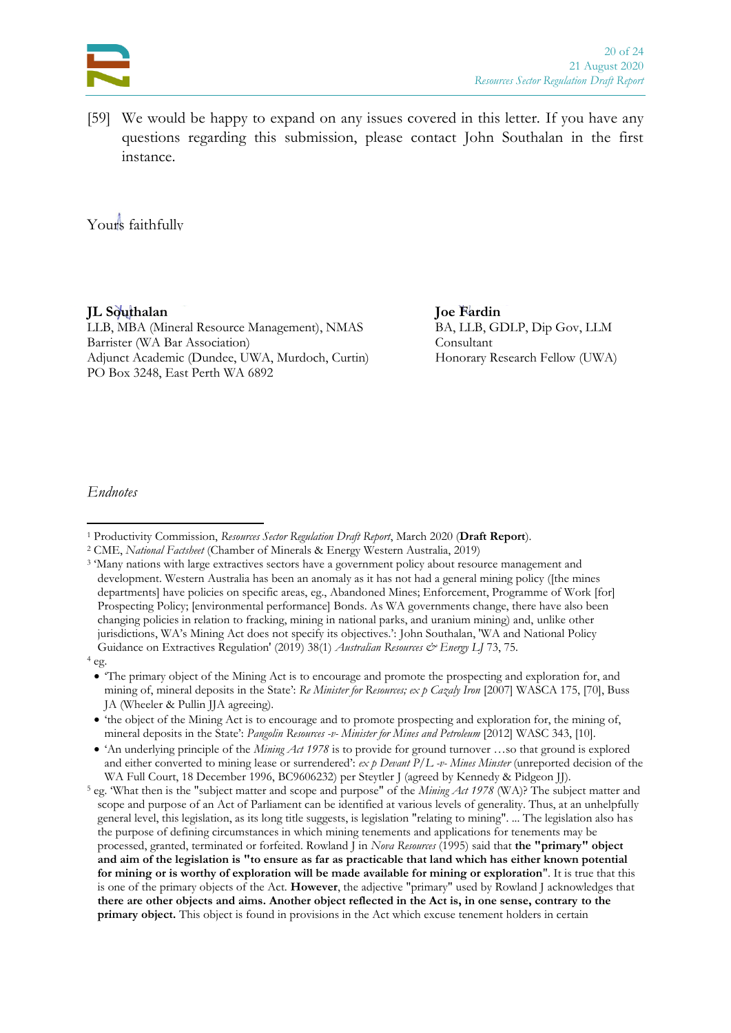[59] We would be happy to expand on any issues covered in this letter. If you have any questions regarding this submission, please contact John Southalan in the first instance.

Yours faithfully

**JL Southalan**
LLB, MBA (Mineral Resource Management), NMAS
Barrister (WA Bar Association)
Adjunct Academic (Dundee, UWA, Murdoch, Curtin)
PO Box 3248, East Perth WA 6892

**Joe Fardin**
BA, LLB, GDLP, Dip Gov, LLM
Consultant
Honorary Research Fellow (UWA)

*Endnotes*

[1] Productivity Commission, *Resources Sector Regulation Draft Report*, March 2020 (**Draft Report**).

[2] CME, *National Factsheet* (Chamber of Minerals & Energy Western Australia, 2019)

[3] 'Many nations with large extractives sectors have a government policy about resource management and development. Western Australia has been an anomaly as it has not had a general mining policy ([the mines departments] have policies on specific areas, eg., Abandoned Mines; Enforcement, Programme of Work [for] Prospecting Policy; [environmental performance] Bonds. As WA governments change, there have also been changing policies in relation to fracking, mining in national parks, and uranium mining) and, unlike other jurisdictions, WA's Mining Act does not specify its objectives.': John Southalan, 'WA and National Policy Guidance on Extractives Regulation' (2019) 38(1) *Australian Resources & Energy LJ* 73, 75.

[4] eg.

- 'The primary object of the Mining Act is to encourage and promote the prospecting and exploration for, and mining of, mineral deposits in the State': *Re Minister for Resources; ex p Cazaly Iron* [2007] WASCA 175, [70], Buss JA (Wheeler & Pullin JJA agreeing).
- 'the object of the Mining Act is to encourage and to promote prospecting and exploration for, the mining of, mineral deposits in the State': *Pangolin Resources -v- Minister for Mines and Petroleum* [2012] WASC 343, [10].
- 'An underlying principle of the *Mining Act 1978* is to provide for ground turnover …so that ground is explored and either converted to mining lease or surrendered': *ex p Devant P/L -v- Mines Minster* (unreported decision of the WA Full Court, 18 December 1996, BC9606232) per Steytler J (agreed by Kennedy & Pidgeon JJ).

[5] eg. 'What then is the "subject matter and scope and purpose" of the *Mining Act 1978* (WA)? The subject matter and scope and purpose of an Act of Parliament can be identified at various levels of generality. Thus, at an unhelpfully general level, this legislation, as its long title suggests, is legislation "relating to mining". ... The legislation also has the purpose of defining circumstances in which mining tenements and applications for tenements may be processed, granted, terminated or forfeited. Rowland J in *Nova Resources* (1995) said that **the "primary" object and aim of the legislation is "to ensure as far as practicable that land which has either known potential for mining or is worthy of exploration will be made available for mining or exploration**". It is true that this is one of the primary objects of the Act. **However**, the adjective "primary" used by Rowland J acknowledges that **there are other objects and aims. Another object reflected in the Act is, in one sense, contrary to the primary object.** This object is found in provisions in the Act which excuse tenement holders in certain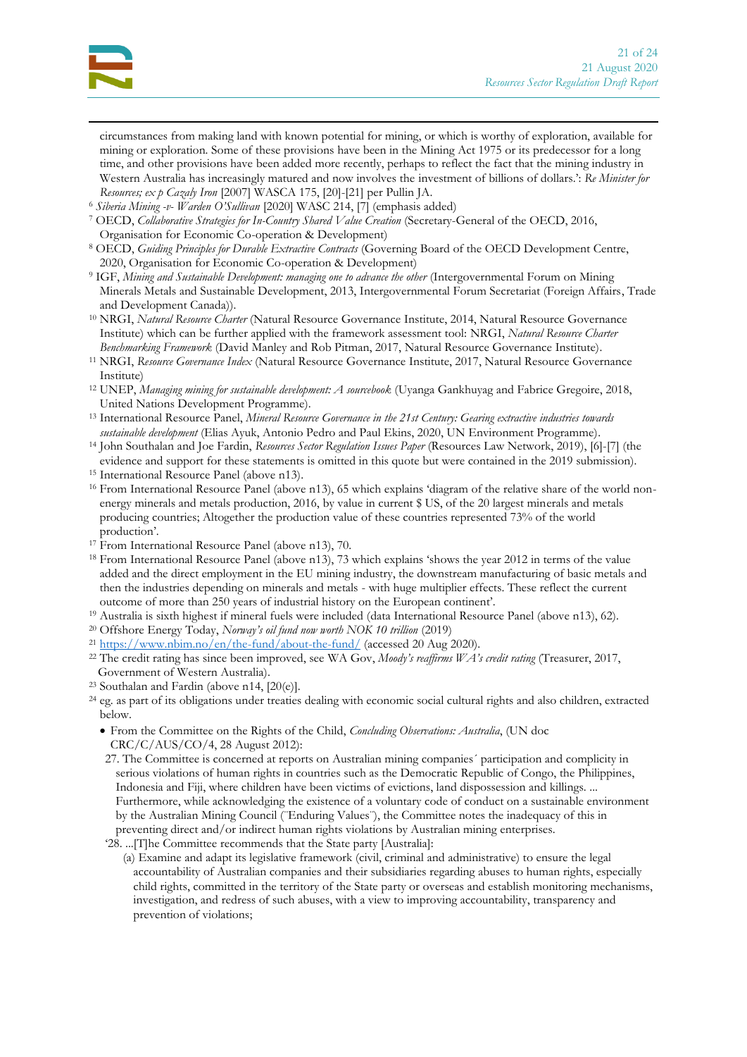circumstances from making land with known potential for mining, or which is worthy of exploration, available for mining or exploration. Some of these provisions have been in the Mining Act 1975 or its predecessor for a long time, and other provisions have been added more recently, perhaps to reflect the fact that the mining industry in Western Australia has increasingly matured and now involves the investment of billions of dollars.': *Re Minister for Resources; ex p Cazaly Iron* [2007] WASCA 175, [20]-[21] per Pullin JA.

[6] *Siberia Mining -v- Warden O'Sullivan* [2020] WASC 214, [7] (emphasis added)

[7] OECD, *Collaborative Strategies for In-Country Shared Value Creation* (Secretary-General of the OECD, 2016, Organisation for Economic Co-operation & Development)

[8] OECD, *Guiding Principles for Durable Extractive Contracts* (Governing Board of the OECD Development Centre, 2020, Organisation for Economic Co-operation & Development)

[9] IGF, *Mining and Sustainable Development: managing one to advance the other* (Intergovernmental Forum on Mining Minerals Metals and Sustainable Development, 2013, Intergovernmental Forum Secretariat (Foreign Affairs, Trade and Development Canada)).

[10] NRGI, *Natural Resource Charter* (Natural Resource Governance Institute, 2014, Natural Resource Governance Institute) which can be further applied with the framework assessment tool: NRGI, *Natural Resource Charter Benchmarking Framework* (David Manley and Rob Pitman, 2017, Natural Resource Governance Institute).

[11] NRGI, *Resource Governance Index* (Natural Resource Governance Institute, 2017, Natural Resource Governance Institute)

[12] UNEP, *Managing mining for sustainable development: A sourcebook* (Uyanga Gankhuyag and Fabrice Gregoire, 2018, United Nations Development Programme).

[13] International Resource Panel, *Mineral Resource Governance in the 21st Century: Gearing extractive industries towards sustainable development* (Elias Ayuk, Antonio Pedro and Paul Ekins, 2020, UN Environment Programme).

[14] John Southalan and Joe Fardin, *Resources Sector Regulation Issues Paper* (Resources Law Network, 2019), [6]-[7] (the evidence and support for these statements is omitted in this quote but were contained in the 2019 submission).

[15] International Resource Panel (above n13).

[16] From International Resource Panel (above n13), 65 which explains 'diagram of the relative share of the world non-energy minerals and metals production, 2016, by value in current $ US, of the 20 largest minerals and metals producing countries; Altogether the production value of these countries represented 73% of the world production'.

[17] From International Resource Panel (above n13), 70.

[18] From International Resource Panel (above n13), 73 which explains 'shows the year 2012 in terms of the value added and the direct employment in the EU mining industry, the downstream manufacturing of basic metals and then the industries depending on minerals and metals - with huge multiplier effects. These reflect the current outcome of more than 250 years of industrial history on the European continent'.

[19] Australia is sixth highest if mineral fuels were included (data International Resource Panel (above n13), 62).

[20] Offshore Energy Today, *Norway's oil fund now worth NOK 10 trillion* (2019)

[21] https://www.nbim.no/en/the-fund/about-the-fund/ (accessed 20 Aug 2020).

[22] The credit rating has since been improved, see WA Gov, *Moody's reaffirms WA's credit rating* (Treasurer, 2017, Government of Western Australia).

[23] Southalan and Fardin (above n14, [20(e)].

[24] eg. as part of its obligations under treaties dealing with economic social cultural rights and also children, extracted below.

- From the Committee on the Rights of the Child, *Concluding Observations: Australia*, (UN doc CRC/C/AUS/CO/4, 28 August 2012):

  27. The Committee is concerned at reports on Australian mining companies´ participation and complicity in serious violations of human rights in countries such as the Democratic Republic of Congo, the Philippines, Indonesia and Fiji, where children have been victims of evictions, land dispossession and killings. ... Furthermore, while acknowledging the existence of a voluntary code of conduct on a sustainable environment by the Australian Mining Council (¨Enduring Values¨), the Committee notes the inadequacy of this in preventing direct and/or indirect human rights violations by Australian mining enterprises.

  '28. ...[T]he Committee recommends that the State party [Australia]:

  (a) Examine and adapt its legislative framework (civil, criminal and administrative) to ensure the legal accountability of Australian companies and their subsidiaries regarding abuses to human rights, especially child rights, committed in the territory of the State party or overseas and establish monitoring mechanisms, investigation, and redress of such abuses, with a view to improving accountability, transparency and prevention of violations;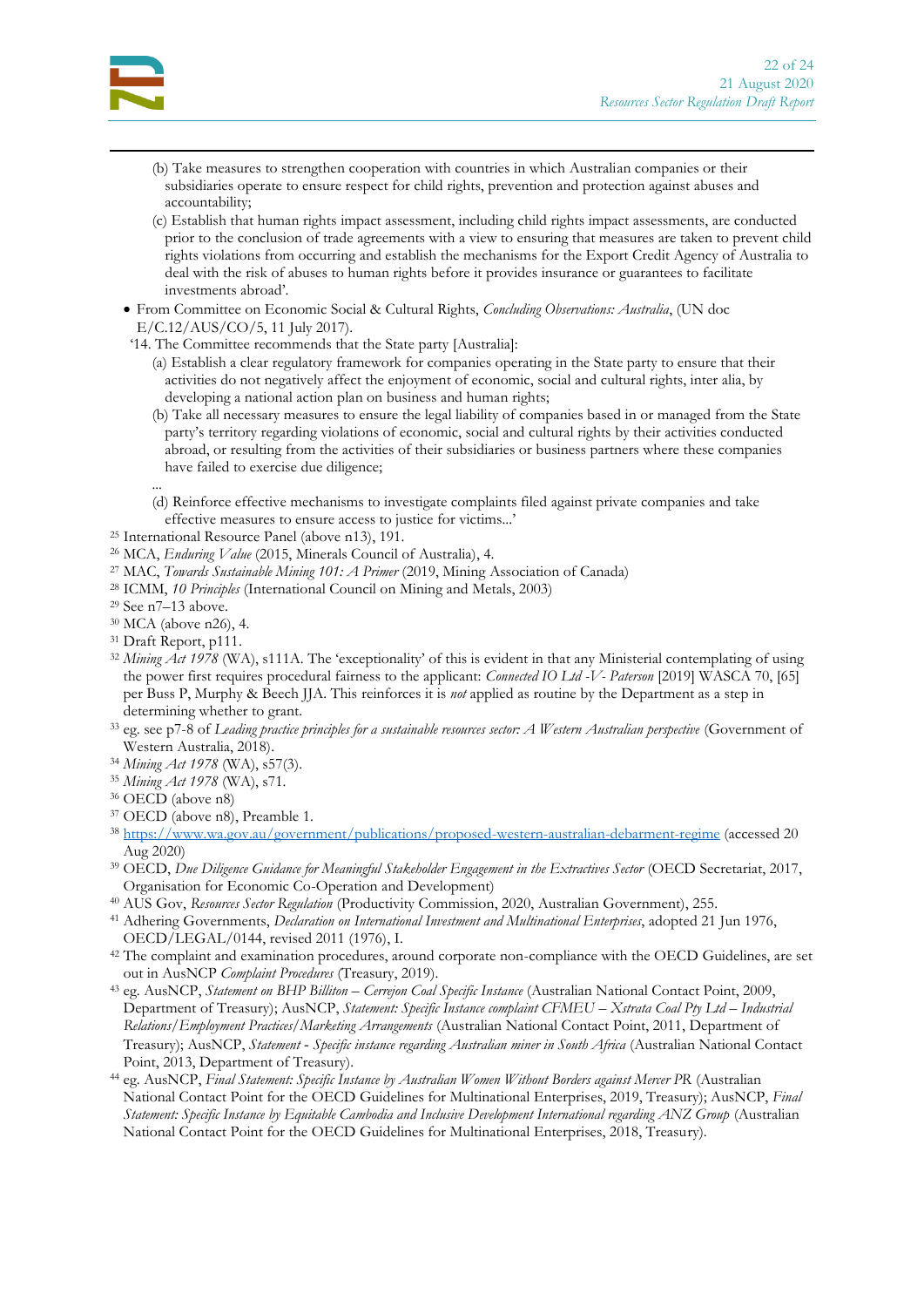(b) Take measures to strengthen cooperation with countries in which Australian companies or their subsidiaries operate to ensure respect for child rights, prevention and protection against abuses and accountability;

(c) Establish that human rights impact assessment, including child rights impact assessments, are conducted prior to the conclusion of trade agreements with a view to ensuring that measures are taken to prevent child rights violations from occurring and establish the mechanisms for the Export Credit Agency of Australia to deal with the risk of abuses to human rights before it provides insurance or guarantees to facilitate investments abroad'.

- From Committee on Economic Social & Cultural Rights, *Concluding Observations: Australia*, (UN doc E/C.12/AUS/CO/5, 11 July 2017).

'14. The Committee recommends that the State party [Australia]:

(a) Establish a clear regulatory framework for companies operating in the State party to ensure that their activities do not negatively affect the enjoyment of economic, social and cultural rights, inter alia, by developing a national action plan on business and human rights;

(b) Take all necessary measures to ensure the legal liability of companies based in or managed from the State party's territory regarding violations of economic, social and cultural rights by their activities conducted abroad, or resulting from the activities of their subsidiaries or business partners where these companies have failed to exercise due diligence;

...

(d) Reinforce effective mechanisms to investigate complaints filed against private companies and take effective measures to ensure access to justice for victims...'

[25] International Resource Panel (above n13), 191.

[26] MCA, *Enduring Value* (2015, Minerals Council of Australia), 4.

[27] MAC, *Towards Sustainable Mining 101: A Primer* (2019, Mining Association of Canada)

[28] ICMM, *10 Principles* (International Council on Mining and Metals, 2003)

[29] See n7–13 above.

[30] MCA (above n26), 4.

[31] Draft Report, p111.

[32] *Mining Act 1978* (WA), s111A. The 'exceptionality' of this is evident in that any Ministerial contemplating of using the power first requires procedural fairness to the applicant: *Connected IO Ltd -V- Paterson* [2019] WASCA 70, [65] per Buss P, Murphy & Beech JJA. This reinforces it is *not* applied as routine by the Department as a step in determining whether to grant.

[33] eg. see p7-8 of *Leading practice principles for a sustainable resources sector: A Western Australian perspective* (Government of Western Australia, 2018).

[34] *Mining Act 1978* (WA), s57(3).

[35] *Mining Act 1978* (WA), s71.

[36] OECD (above n8)

[37] OECD (above n8), Preamble 1.

[38] https://www.wa.gov.au/government/publications/proposed-western-australian-debarment-regime (accessed 20 Aug 2020)

[39] OECD, *Due Diligence Guidance for Meaningful Stakeholder Engagement in the Extractives Sector* (OECD Secretariat, 2017, Organisation for Economic Co-Operation and Development)

[40] AUS Gov, *Resources Sector Regulation* (Productivity Commission, 2020, Australian Government), 255.

[41] Adhering Governments, *Declaration on International Investment and Multinational Enterprises*, adopted 21 Jun 1976, OECD/LEGAL/0144, revised 2011 (1976), I.

[42] The complaint and examination procedures, around corporate non-compliance with the OECD Guidelines, are set out in AusNCP *Complaint Procedures* (Treasury, 2019).

[43] eg. AusNCP, *Statement on BHP Billiton – Cerrejon Coal Specific Instance* (Australian National Contact Point, 2009, Department of Treasury); AusNCP, *Statement: Specific Instance complaint CFMEU – Xstrata Coal Pty Ltd – Industrial Relations/Employment Practices/Marketing Arrangements* (Australian National Contact Point, 2011, Department of Treasury); AusNCP, *Statement - Specific instance regarding Australian miner in South Africa* (Australian National Contact Point, 2013, Department of Treasury).

[44] eg. AusNCP, *Final Statement: Specific Instance by Australian Women Without Borders against Mercer PR* (Australian National Contact Point for the OECD Guidelines for Multinational Enterprises, 2019, Treasury); AusNCP, *Final Statement: Specific Instance by Equitable Cambodia and Inclusive Development International regarding ANZ Group* (Australian National Contact Point for the OECD Guidelines for Multinational Enterprises, 2018, Treasury).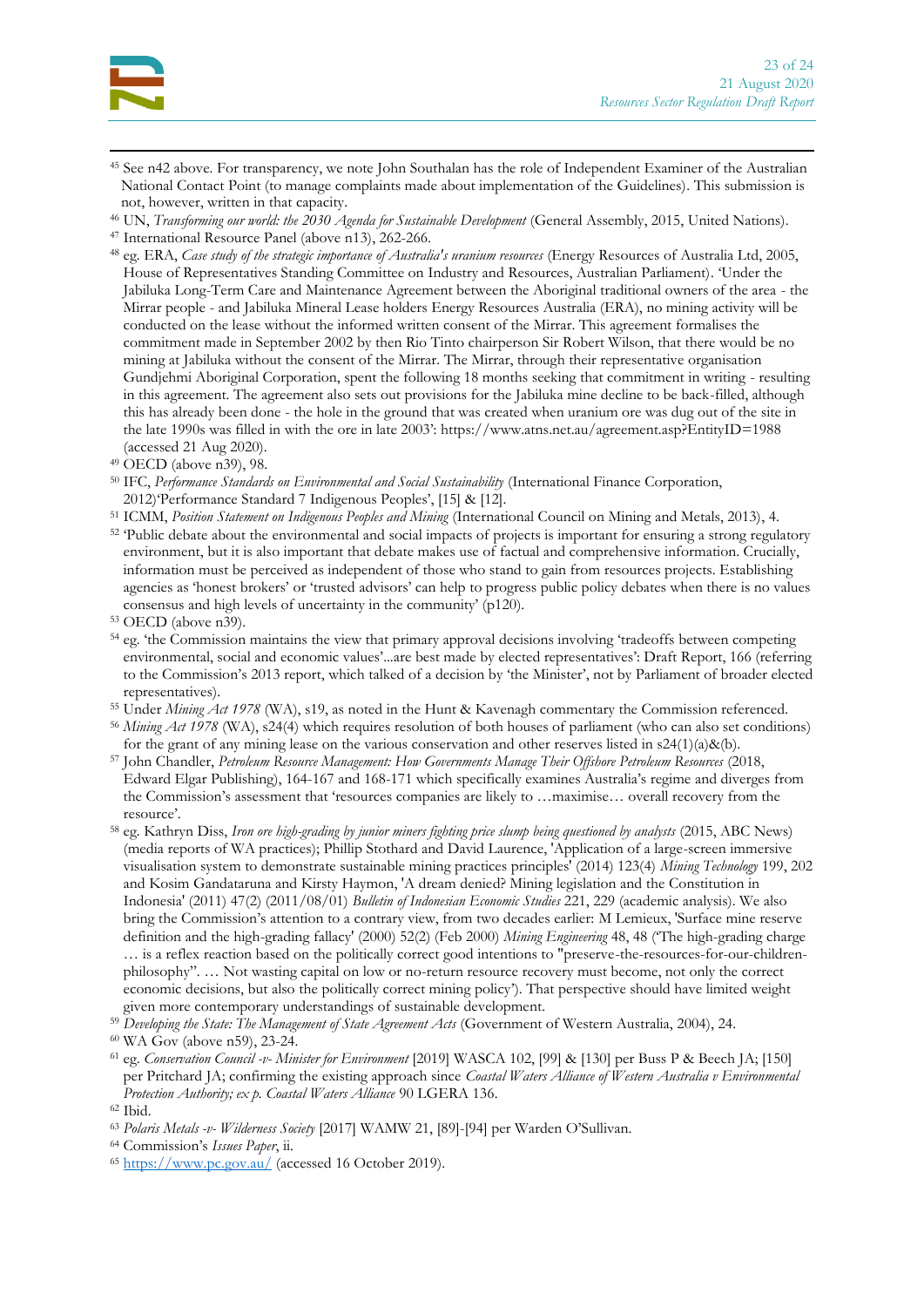[45] See n42 above. For transparency, we note John Southalan has the role of Independent Examiner of the Australian National Contact Point (to manage complaints made about implementation of the Guidelines). This submission is not, however, written in that capacity.

[46] UN, *Transforming our world: the 2030 Agenda for Sustainable Development* (General Assembly, 2015, United Nations).

[47] International Resource Panel (above n13), 262-266.

[48] eg. ERA, *Case study of the strategic importance of Australia's uranium resources* (Energy Resources of Australia Ltd, 2005, House of Representatives Standing Committee on Industry and Resources, Australian Parliament). 'Under the Jabiluka Long-Term Care and Maintenance Agreement between the Aboriginal traditional owners of the area - the Mirrar people - and Jabiluka Mineral Lease holders Energy Resources Australia (ERA), no mining activity will be conducted on the lease without the informed written consent of the Mirrar. This agreement formalises the commitment made in September 2002 by then Rio Tinto chairperson Sir Robert Wilson, that there would be no mining at Jabiluka without the consent of the Mirrar. The Mirrar, through their representative organisation Gundjehmi Aboriginal Corporation, spent the following 18 months seeking that commitment in writing - resulting in this agreement. The agreement also sets out provisions for the Jabiluka mine decline to be back-filled, although this has already been done - the hole in the ground that was created when uranium ore was dug out of the site in the late 1990s was filled in with the ore in late 2003': https://www.atns.net.au/agreement.asp?EntityID=1988 (accessed 21 Aug 2020).

[49] OECD (above n39), 98.

[50] IFC, *Performance Standards on Environmental and Social Sustainability* (International Finance Corporation, 2012)'Performance Standard 7 Indigenous Peoples', [15] & [12].

[51] ICMM, *Position Statement on Indigenous Peoples and Mining* (International Council on Mining and Metals, 2013), 4.

[52] 'Public debate about the environmental and social impacts of projects is important for ensuring a strong regulatory environment, but it is also important that debate makes use of factual and comprehensive information. Crucially, information must be perceived as independent of those who stand to gain from resources projects. Establishing agencies as 'honest brokers' or 'trusted advisors' can help to progress public policy debates when there is no values consensus and high levels of uncertainty in the community' (p120).

[53] OECD (above n39).

[54] eg. 'the Commission maintains the view that primary approval decisions involving 'tradeoffs between competing environmental, social and economic values'...are best made by elected representatives': Draft Report, 166 (referring to the Commission's 2013 report, which talked of a decision by 'the Minister', not by Parliament of broader elected representatives).

[55] Under *Mining Act 1978* (WA), s19, as noted in the Hunt & Kavenagh commentary the Commission referenced.

[56] *Mining Act 1978* (WA), s24(4) which requires resolution of both houses of parliament (who can also set conditions) for the grant of any mining lease on the various conservation and other reserves listed in s24(1)(a)&(b).

[57] John Chandler, *Petroleum Resource Management: How Governments Manage Their Offshore Petroleum Resources* (2018, Edward Elgar Publishing), 164-167 and 168-171 which specifically examines Australia's regime and diverges from the Commission's assessment that 'resources companies are likely to …maximise… overall recovery from the resource'.

[58] eg. Kathryn Diss, *Iron ore high-grading by junior miners fighting price slump being questioned by analysts* (2015, ABC News) (media reports of WA practices); Phillip Stothard and David Laurence, 'Application of a large-screen immersive visualisation system to demonstrate sustainable mining practices principles' (2014) 123(4) *Mining Technology* 199, 202 and Kosim Gandataruna and Kirsty Haymon, 'A dream denied? Mining legislation and the Constitution in Indonesia' (2011) 47(2) (2011/08/01) *Bulletin of Indonesian Economic Studies* 221, 229 (academic analysis). We also bring the Commission's attention to a contrary view, from two decades earlier: M Lemieux, 'Surface mine reserve definition and the high-grading fallacy' (2000) 52(2) (Feb 2000) *Mining Engineering* 48, 48 ('The high-grading charge … is a reflex reaction based on the politically correct good intentions to "preserve-the-resources-for-our-children-philosophy". … Not wasting capital on low or no-return resource recovery must become, not only the correct economic decisions, but also the politically correct mining policy'). That perspective should have limited weight given more contemporary understandings of sustainable development.

[59] *Developing the State: The Management of State Agreement Acts* (Government of Western Australia, 2004), 24.

[60] WA Gov (above n59), 23-24.

[61] eg. *Conservation Council -v- Minister for Environment* [2019] WASCA 102, [99] & [130] per Buss P & Beech JA; [150] per Pritchard JA; confirming the existing approach since *Coastal Waters Alliance of Western Australia v Environmental Protection Authority; ex p. Coastal Waters Alliance* 90 LGERA 136.

[62] Ibid.

[63] *Polaris Metals -v- Wilderness Society* [2017] WAMW 21, [89]-[94] per Warden O'Sullivan.

[64] Commission's *Issues Paper*, ii.

[65] [https://www.pc.gov.au/](https://www.pc.gov.au/) (accessed 16 October 2019).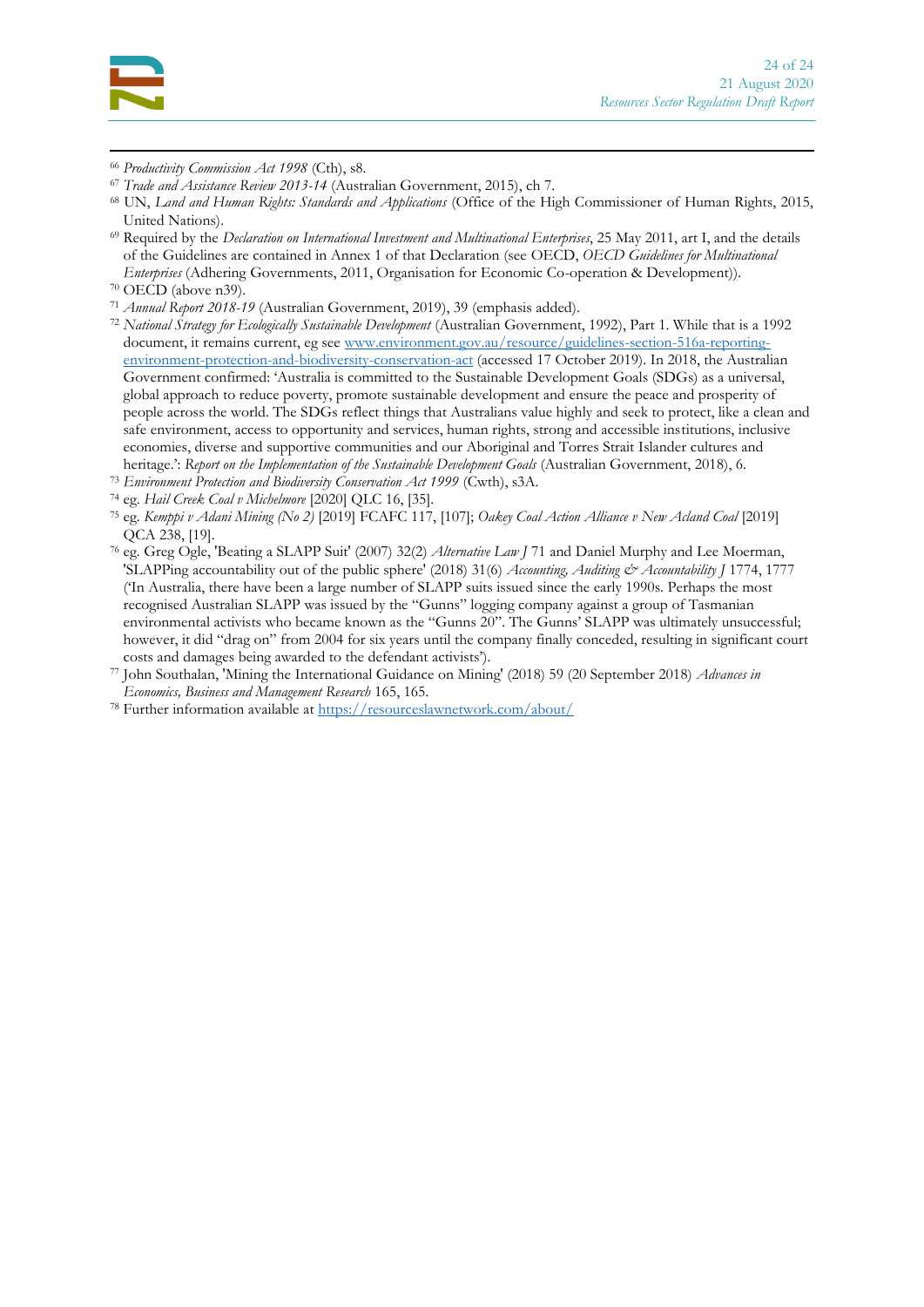[66] *Productivity Commission Act 1998* (Cth), s8.

[67] *Trade and Assistance Review 2013-14* (Australian Government, 2015), ch 7.

[68] UN, *Land and Human Rights: Standards and Applications* (Office of the High Commissioner of Human Rights, 2015, United Nations).

[69] Required by the *Declaration on International Investment and Multinational Enterprises*, 25 May 2011, art I, and the details of the Guidelines are contained in Annex 1 of that Declaration (see OECD, *OECD Guidelines for Multinational Enterprises* (Adhering Governments, 2011, Organisation for Economic Co-operation & Development)).

[70] OECD (above n39).

[71] *Annual Report 2018-19* (Australian Government, 2019), 39 (emphasis added).

[72] *National Strategy for Ecologically Sustainable Development* (Australian Government, 1992), Part 1. While that is a 1992 document, it remains current, eg see [www.environment.gov.au/resource/guidelines-section-516a-reporting-environment-protection-and-biodiversity-conservation-act](www.environment.gov.au/resource/guidelines-section-516a-reporting-environment-protection-and-biodiversity-conservation-act) (accessed 17 October 2019). In 2018, the Australian Government confirmed: 'Australia is committed to the Sustainable Development Goals (SDGs) as a universal, global approach to reduce poverty, promote sustainable development and ensure the peace and prosperity of people across the world. The SDGs reflect things that Australians value highly and seek to protect, like a clean and safe environment, access to opportunity and services, human rights, strong and accessible institutions, inclusive economies, diverse and supportive communities and our Aboriginal and Torres Strait Islander cultures and heritage.': *Report on the Implementation of the Sustainable Development Goals* (Australian Government, 2018), 6.

[73] *Environment Protection and Biodiversity Conservation Act 1999* (Cwth), s3A.

[74] eg. *Hail Creek Coal v Michelmore* [2020] QLC 16, [35].

[75] eg. *Kemppi v Adani Mining (No 2)* [2019] FCAFC 117, [107]; *Oakey Coal Action Alliance v New Acland Coal* [2019] QCA 238, [19].

[76] eg. Greg Ogle, 'Beating a SLAPP Suit' (2007) 32(2) *Alternative Law J* 71 and Daniel Murphy and Lee Moerman, 'SLAPPing accountability out of the public sphere' (2018) 31(6) *Accounting, Auditing & Accountability J* 1774, 1777 ('In Australia, there have been a large number of SLAPP suits issued since the early 1990s. Perhaps the most recognised Australian SLAPP was issued by the "Gunns" logging company against a group of Tasmanian environmental activists who became known as the "Gunns 20". The Gunns' SLAPP was ultimately unsuccessful; however, it did "drag on" from 2004 for six years until the company finally conceded, resulting in significant court costs and damages being awarded to the defendant activists').

[77] John Southalan, 'Mining the International Guidance on Mining' (2018) 59 (20 September 2018) *Advances in Economics, Business and Management Research* 165, 165.

[78] Further information available at [https://resourceslawnetwork.com/about/](https://resourceslawnetwork.com/about/)